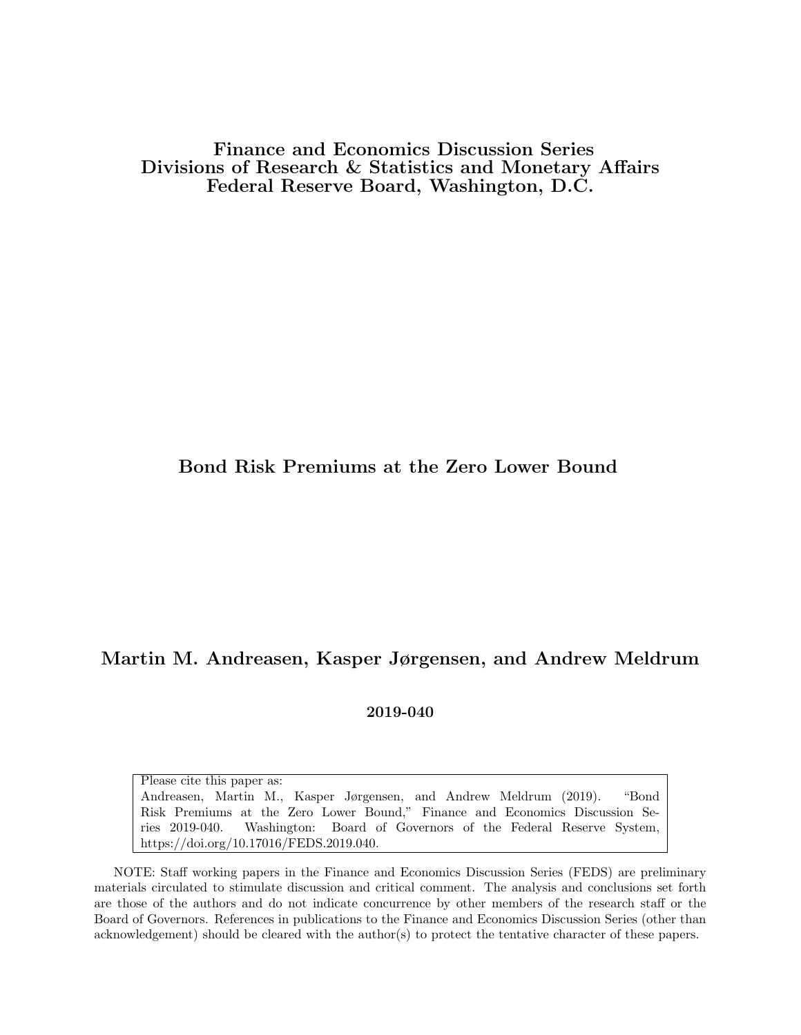**Finance and Economics Discussion Series**
**Divisions of Research & Statistics and Monetary Affairs**
**Federal Reserve Board, Washington, D.C.**

# Bond Risk Premiums at the Zero Lower Bound

**Martin M. Andreasen, Kasper Jørgensen, and Andrew Meldrum**

**2019-040**

Please cite this paper as:
Andreasen, Martin M., Kasper Jørgensen, and Andrew Meldrum (2019). "Bond Risk Premiums at the Zero Lower Bound," Finance and Economics Discussion Series 2019-040. Washington: Board of Governors of the Federal Reserve System, https://doi.org/10.17016/FEDS.2019.040.

NOTE: Staff working papers in the Finance and Economics Discussion Series (FEDS) are preliminary materials circulated to stimulate discussion and critical comment. The analysis and conclusions set forth are those of the authors and do not indicate concurrence by other members of the research staff or the Board of Governors. References in publications to the Finance and Economics Discussion Series (other than acknowledgement) should be cleared with the author(s) to protect the tentative character of these papers.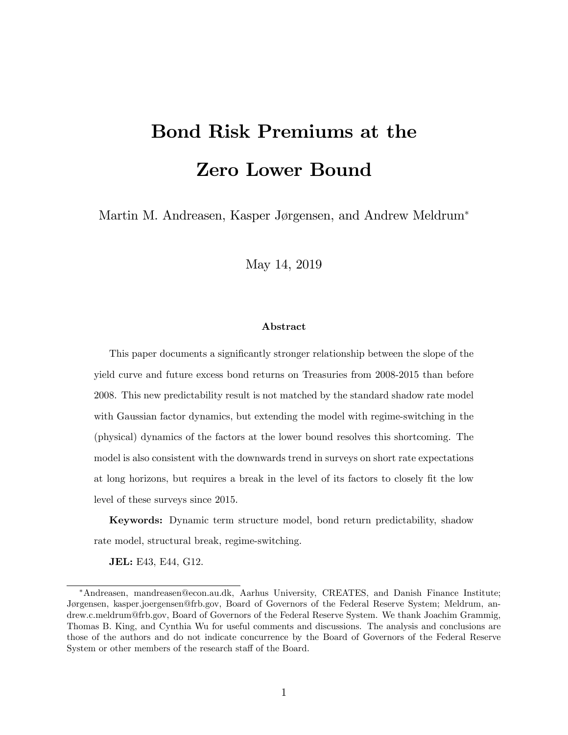# Bond Risk Premiums at the Zero Lower Bound

Martin M. Andreasen, Kasper Jørgensen, and Andrew Meldrum*

May 14, 2019

### Abstract

This paper documents a significantly stronger relationship between the slope of the yield curve and future excess bond returns on Treasuries from 2008-2015 than before 2008. This new predictability result is not matched by the standard shadow rate model with Gaussian factor dynamics, but extending the model with regime-switching in the (physical) dynamics of the factors at the lower bound resolves this shortcoming. The model is also consistent with the downwards trend in surveys on short rate expectations at long horizons, but requires a break in the level of its factors to closely fit the low level of these surveys since 2015.

**Keywords:** Dynamic term structure model, bond return predictability, shadow rate model, structural break, regime-switching.

**JEL:** E43, E44, G12.

---

*Andreasen, mandreasen@econ.au.dk, Aarhus University, CREATES, and Danish Finance Institute; Jørgensen, kasper.joergensen@frb.gov, Board of Governors of the Federal Reserve System; Meldrum, andrew.c.meldrum@frb.gov, Board of Governors of the Federal Reserve System. We thank Joachim Grammig, Thomas B. King, and Cynthia Wu for useful comments and discussions. The analysis and conclusions are those of the authors and do not indicate concurrence by the Board of Governors of the Federal Reserve System or other members of the research staff of the Board.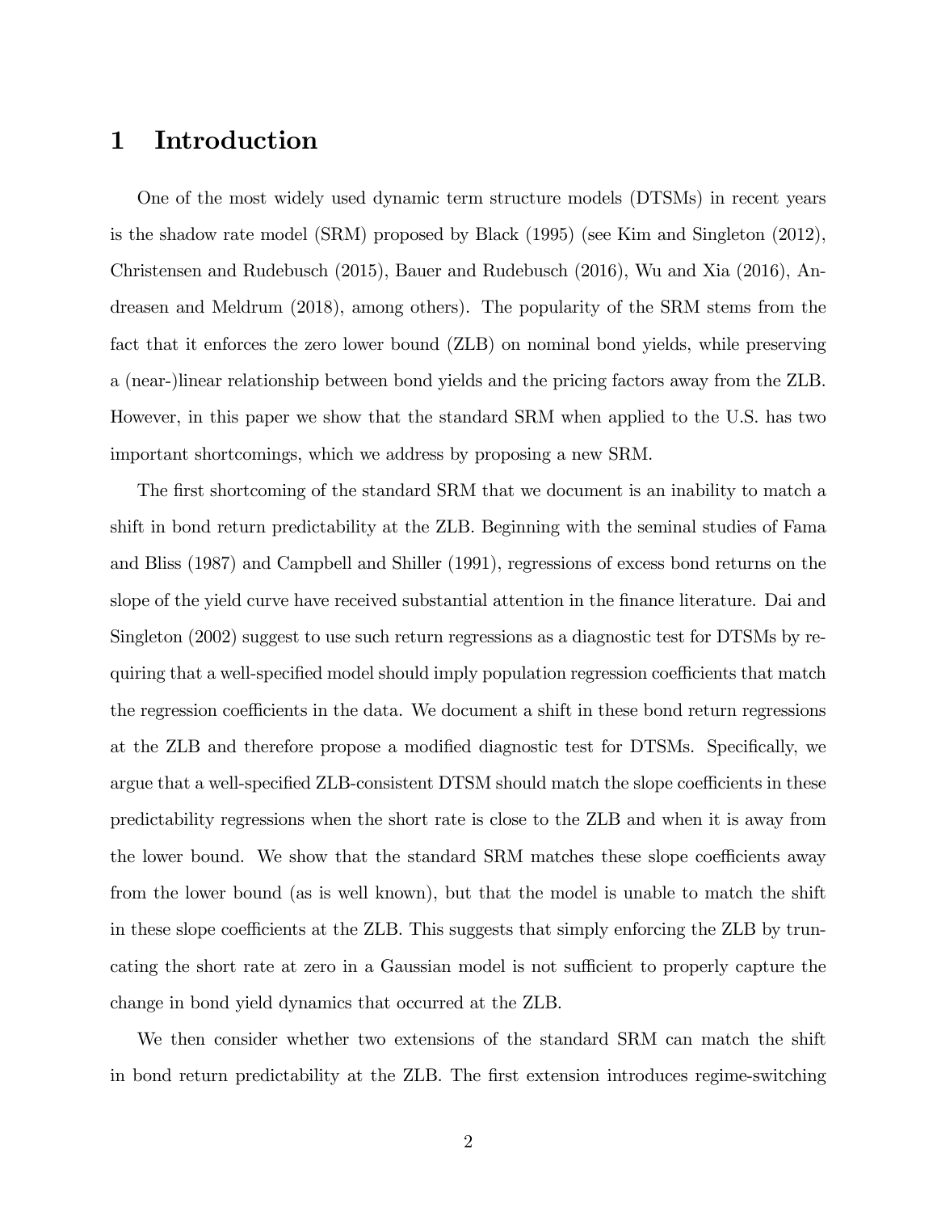# 1 Introduction

One of the most widely used dynamic term structure models (DTSMs) in recent years is the shadow rate model (SRM) proposed by Black (1995) (see Kim and Singleton (2012), Christensen and Rudebusch (2015), Bauer and Rudebusch (2016), Wu and Xia (2016), Andreasen and Meldrum (2018), among others). The popularity of the SRM stems from the fact that it enforces the zero lower bound (ZLB) on nominal bond yields, while preserving a (near-)linear relationship between bond yields and the pricing factors away from the ZLB. However, in this paper we show that the standard SRM when applied to the U.S. has two important shortcomings, which we address by proposing a new SRM.

The first shortcoming of the standard SRM that we document is an inability to match a shift in bond return predictability at the ZLB. Beginning with the seminal studies of Fama and Bliss (1987) and Campbell and Shiller (1991), regressions of excess bond returns on the slope of the yield curve have received substantial attention in the finance literature. Dai and Singleton (2002) suggest to use such return regressions as a diagnostic test for DTSMs by requiring that a well-specified model should imply population regression coefficients that match the regression coefficients in the data. We document a shift in these bond return regressions at the ZLB and therefore propose a modified diagnostic test for DTSMs. Specifically, we argue that a well-specified ZLB-consistent DTSM should match the slope coefficients in these predictability regressions when the short rate is close to the ZLB and when it is away from the lower bound. We show that the standard SRM matches these slope coefficients away from the lower bound (as is well known), but that the model is unable to match the shift in these slope coefficients at the ZLB. This suggests that simply enforcing the ZLB by truncating the short rate at zero in a Gaussian model is not sufficient to properly capture the change in bond yield dynamics that occurred at the ZLB.

We then consider whether two extensions of the standard SRM can match the shift in bond return predictability at the ZLB. The first extension introduces regime-switching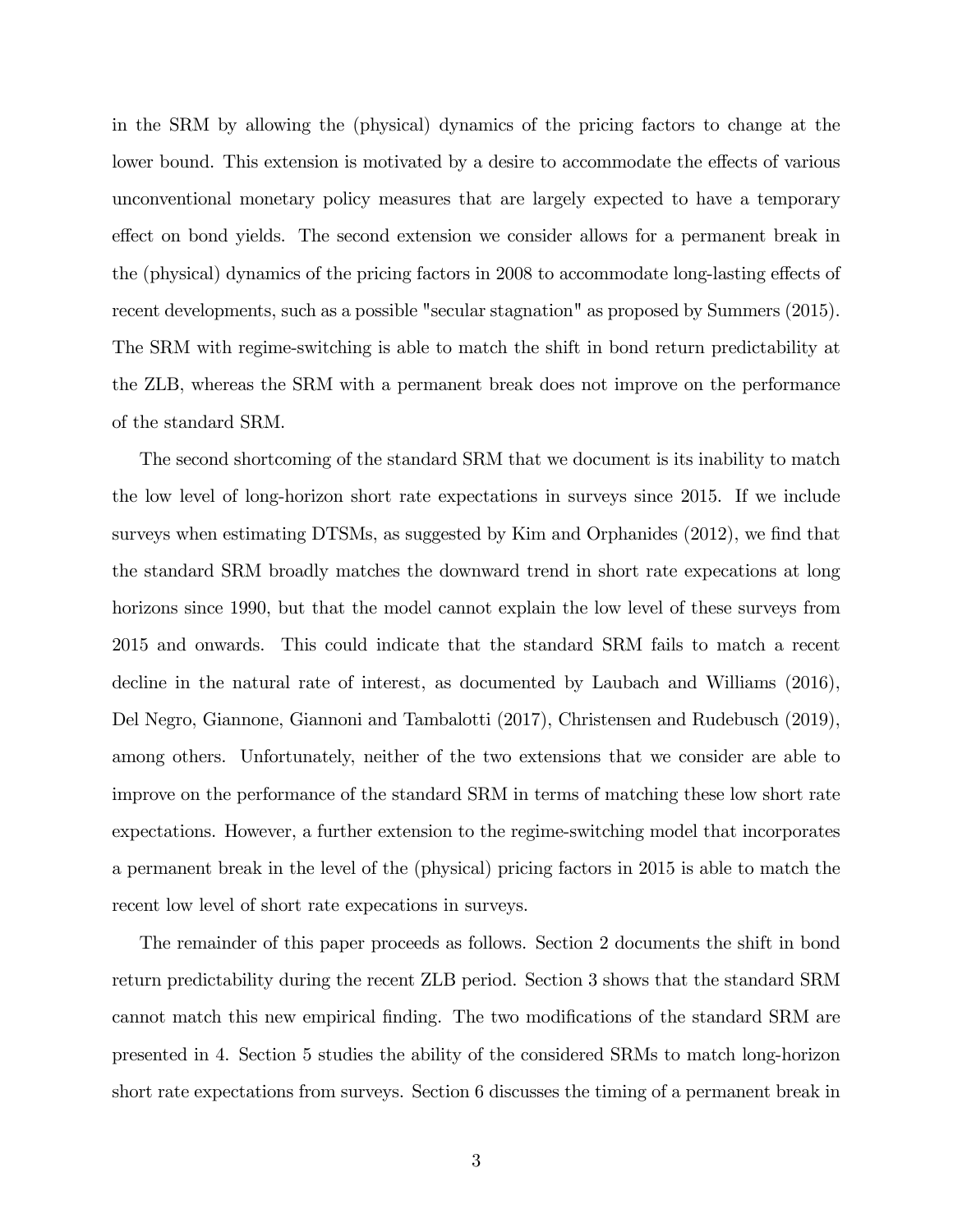in the SRM by allowing the (physical) dynamics of the pricing factors to change at the lower bound. This extension is motivated by a desire to accommodate the effects of various unconventional monetary policy measures that are largely expected to have a temporary effect on bond yields. The second extension we consider allows for a permanent break in the (physical) dynamics of the pricing factors in 2008 to accommodate long-lasting effects of recent developments, such as a possible "secular stagnation" as proposed by Summers (2015). The SRM with regime-switching is able to match the shift in bond return predictability at the ZLB, whereas the SRM with a permanent break does not improve on the performance of the standard SRM.

The second shortcoming of the standard SRM that we document is its inability to match the low level of long-horizon short rate expectations in surveys since 2015. If we include surveys when estimating DTSMs, as suggested by Kim and Orphanides (2012), we find that the standard SRM broadly matches the downward trend in short rate expecations at long horizons since 1990, but that the model cannot explain the low level of these surveys from 2015 and onwards. This could indicate that the standard SRM fails to match a recent decline in the natural rate of interest, as documented by Laubach and Williams (2016), Del Negro, Giannone, Giannoni and Tambalotti (2017), Christensen and Rudebusch (2019), among others. Unfortunately, neither of the two extensions that we consider are able to improve on the performance of the standard SRM in terms of matching these low short rate expectations. However, a further extension to the regime-switching model that incorporates a permanent break in the level of the (physical) pricing factors in 2015 is able to match the recent low level of short rate expecations in surveys.

The remainder of this paper proceeds as follows. Section 2 documents the shift in bond return predictability during the recent ZLB period. Section 3 shows that the standard SRM cannot match this new empirical finding. The two modifications of the standard SRM are presented in 4. Section 5 studies the ability of the considered SRMs to match long-horizon short rate expectations from surveys. Section 6 discusses the timing of a permanent break in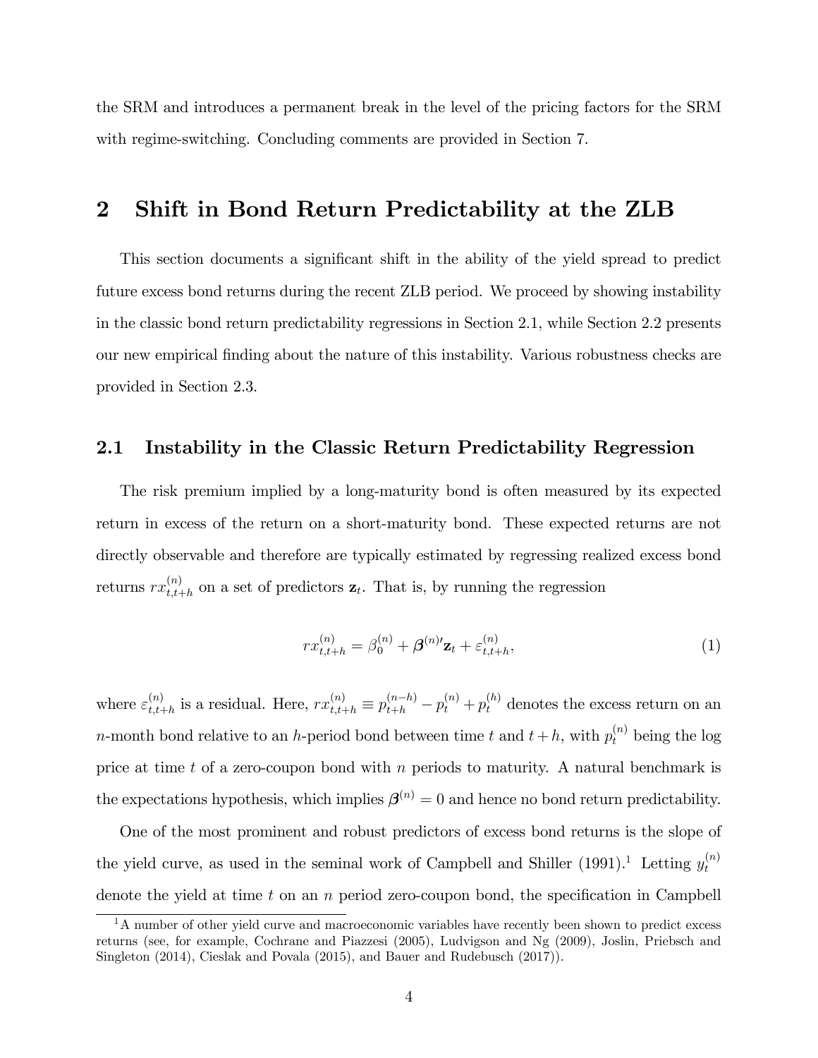the SRM and introduces a permanent break in the level of the pricing factors for the SRM with regime-switching. Concluding comments are provided in Section 7.

## 2 Shift in Bond Return Predictability at the ZLB

This section documents a significant shift in the ability of the yield spread to predict future excess bond returns during the recent ZLB period. We proceed by showing instability in the classic bond return predictability regressions in Section 2.1, while Section 2.2 presents our new empirical finding about the nature of this instability. Various robustness checks are provided in Section 2.3.

### 2.1 Instability in the Classic Return Predictability Regression

The risk premium implied by a long-maturity bond is often measured by its expected return in excess of the return on a short-maturity bond. These expected returns are not directly observable and therefore are typically estimated by regressing realized excess bond returns $rx_{t,t+h}^{(n)}$ on a set of predictors $\mathbf{z}_t$. That is, by running the regression

$$rx_{t,t+h}^{(n)} = \beta_0^{(n)} + \boldsymbol{\beta}^{(n)\prime}\mathbf{z}_t + \varepsilon_{t,t+h}^{(n)}, \tag{1}$$

where $\varepsilon_{t,t+h}^{(n)}$ is a residual. Here, $rx_{t,t+h}^{(n)} \equiv p_{t+h}^{(n-h)} - p_t^{(n)} + p_t^{(h)}$ denotes the excess return on an $n$-month bond relative to an $h$-period bond between time $t$ and $t+h$, with $p_t^{(n)}$ being the log price at time $t$ of a zero-coupon bond with $n$ periods to maturity. A natural benchmark is the expectations hypothesis, which implies $\boldsymbol{\beta}^{(n)} = 0$ and hence no bond return predictability.

One of the most prominent and robust predictors of excess bond returns is the slope of the yield curve, as used in the seminal work of Campbell and Shiller (1991).[1] Letting $y_t^{(n)}$ denote the yield at time $t$ on an $n$ period zero-coupon bond, the specification in Campbell

[1] A number of other yield curve and macroeconomic variables have recently been shown to predict excess returns (see, for example, Cochrane and Piazzesi (2005), Ludvigson and Ng (2009), Joslin, Priebsch and Singleton (2014), Cieslak and Povala (2015), and Bauer and Rudebusch (2017)).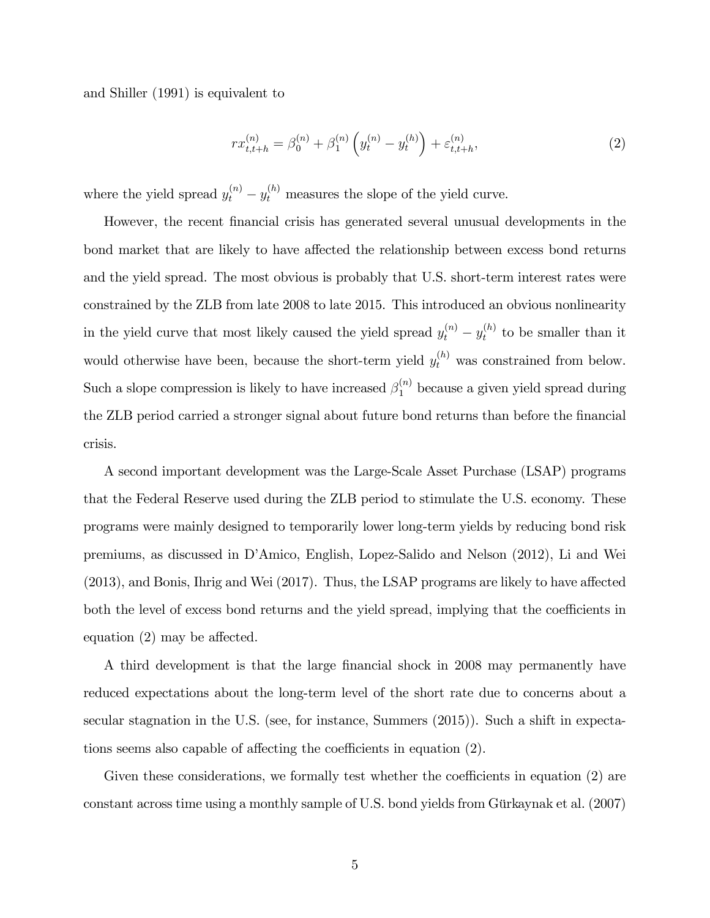and Shiller (1991) is equivalent to

$$rx_{t,t+h}^{(n)} = \beta_0^{(n)} + \beta_1^{(n)} \left( y_t^{(n)} - y_t^{(h)} \right) + \varepsilon_{t,t+h}^{(n)}, \tag{2}$$

where the yield spread $y_t^{(n)} - y_t^{(h)}$ measures the slope of the yield curve.

However, the recent financial crisis has generated several unusual developments in the bond market that are likely to have affected the relationship between excess bond returns and the yield spread. The most obvious is probably that U.S. short-term interest rates were constrained by the ZLB from late 2008 to late 2015. This introduced an obvious nonlinearity in the yield curve that most likely caused the yield spread $y_t^{(n)} - y_t^{(h)}$ to be smaller than it would otherwise have been, because the short-term yield $y_t^{(h)}$ was constrained from below. Such a slope compression is likely to have increased $\beta_1^{(n)}$ because a given yield spread during the ZLB period carried a stronger signal about future bond returns than before the financial crisis.

A second important development was the Large-Scale Asset Purchase (LSAP) programs that the Federal Reserve used during the ZLB period to stimulate the U.S. economy. These programs were mainly designed to temporarily lower long-term yields by reducing bond risk premiums, as discussed in D'Amico, English, Lopez-Salido and Nelson (2012), Li and Wei (2013), and Bonis, Ihrig and Wei (2017). Thus, the LSAP programs are likely to have affected both the level of excess bond returns and the yield spread, implying that the coefficients in equation (2) may be affected.

A third development is that the large financial shock in 2008 may permanently have reduced expectations about the long-term level of the short rate due to concerns about a secular stagnation in the U.S. (see, for instance, Summers (2015)). Such a shift in expectations seems also capable of affecting the coefficients in equation (2).

Given these considerations, we formally test whether the coefficients in equation (2) are constant across time using a monthly sample of U.S. bond yields from Gürkaynak et al. (2007)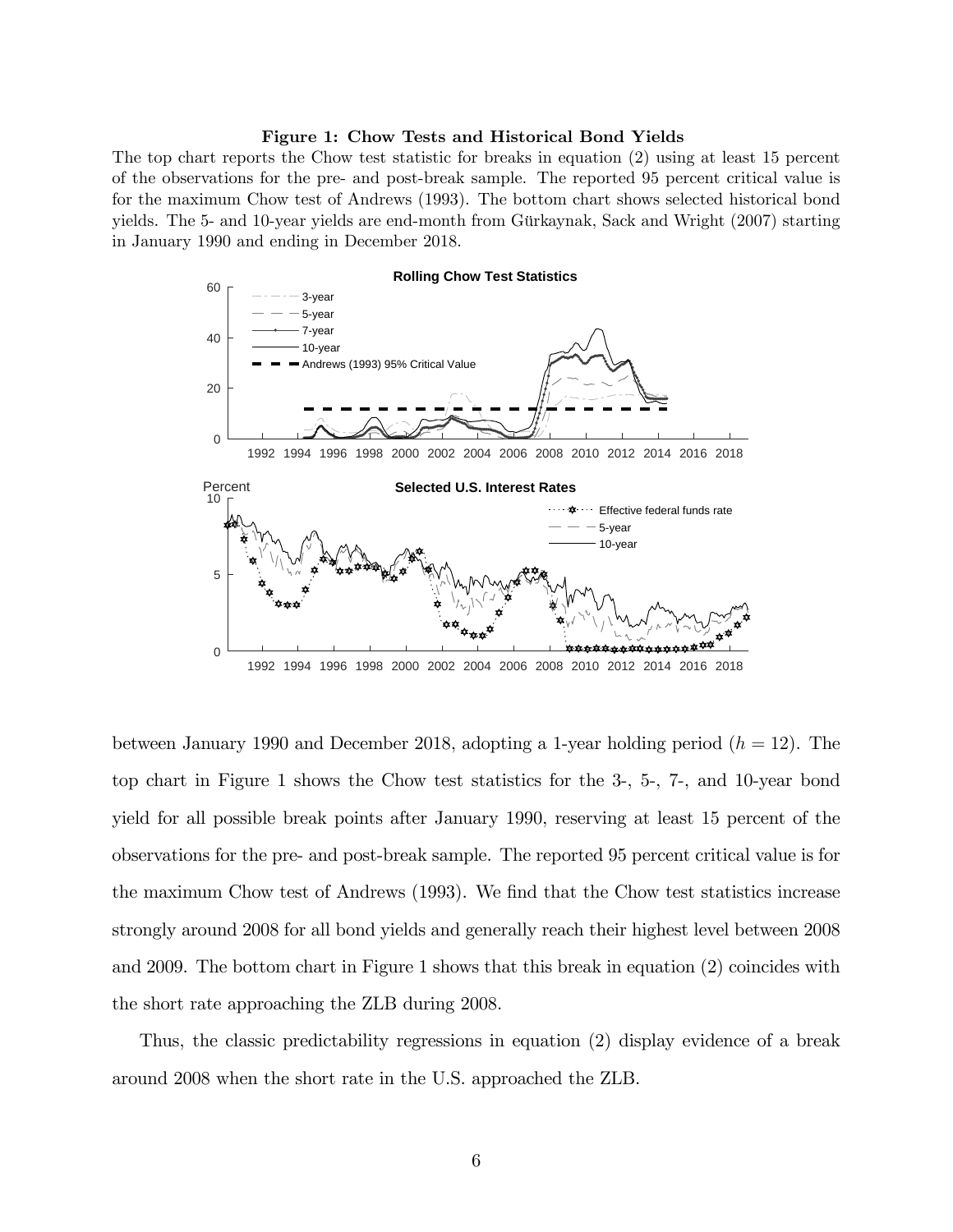**Figure 1: Chow Tests and Historical Bond Yields**

The top chart reports the Chow test statistic for breaks in equation (2) using at least 15 percent of the observations for the pre- and post-break sample. The reported 95 percent critical value is for the maximum Chow test of Andrews (1993). The bottom chart shows selected historical bond yields. The 5- and 10-year yields are end-month from Gürkaynak, Sack and Wright (2007) starting in January 1990 and ending in December 2018.

between January 1990 and December 2018, adopting a 1-year holding period ($h = 12$). The top chart in Figure 1 shows the Chow test statistics for the 3-, 5-, 7-, and 10-year bond yield for all possible break points after January 1990, reserving at least 15 percent of the observations for the pre- and post-break sample. The reported 95 percent critical value is for the maximum Chow test of Andrews (1993). We find that the Chow test statistics increase strongly around 2008 for all bond yields and generally reach their highest level between 2008 and 2009. The bottom chart in Figure 1 shows that this break in equation (2) coincides with the short rate approaching the ZLB during 2008.

Thus, the classic predictability regressions in equation (2) display evidence of a break around 2008 when the short rate in the U.S. approached the ZLB.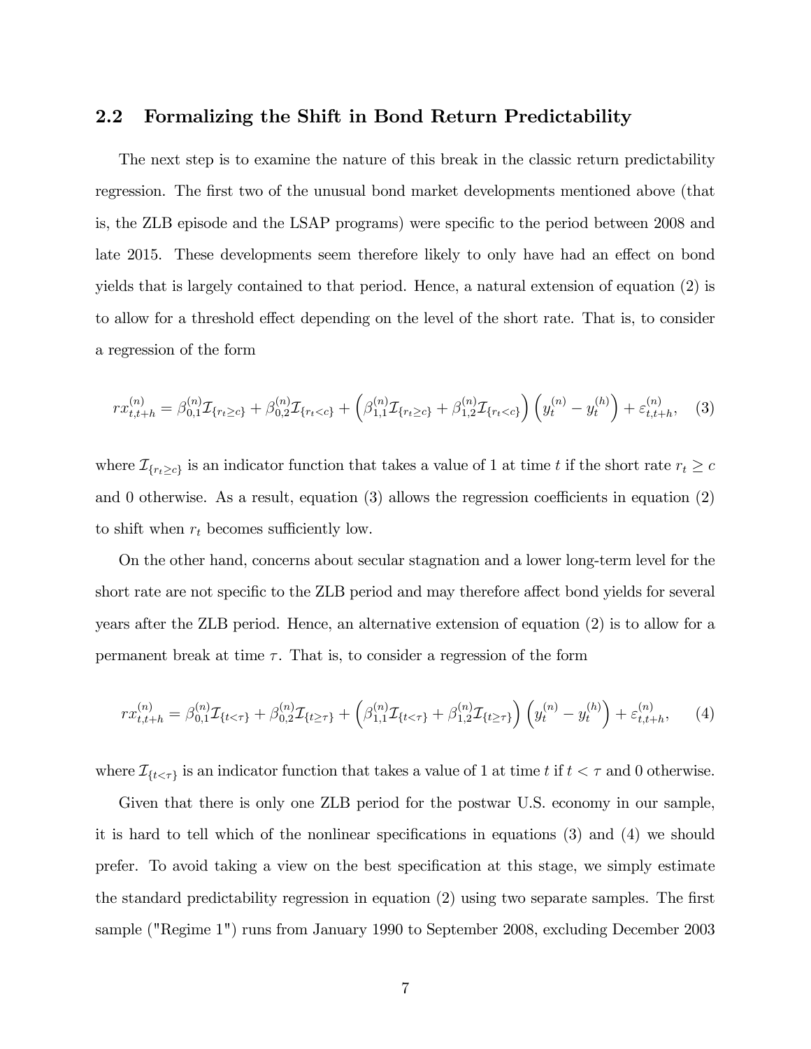## 2.2 Formalizing the Shift in Bond Return Predictability

The next step is to examine the nature of this break in the classic return predictability regression. The first two of the unusual bond market developments mentioned above (that is, the ZLB episode and the LSAP programs) were specific to the period between 2008 and late 2015. These developments seem therefore likely to only have had an effect on bond yields that is largely contained to that period. Hence, a natural extension of equation (2) is to allow for a threshold effect depending on the level of the short rate. That is, to consider a regression of the form

$$rx_{t,t+h}^{(n)} = \beta_{0,1}^{(n)} \mathcal{I}_{\{r_t \geq c\}} + \beta_{0,2}^{(n)} \mathcal{I}_{\{r_t < c\}} + \left( \beta_{1,1}^{(n)} \mathcal{I}_{\{r_t \geq c\}} + \beta_{1,2}^{(n)} \mathcal{I}_{\{r_t < c\}} \right) \left( y_t^{(n)} - y_t^{(h)} \right) + \varepsilon_{t,t+h}^{(n)}, \quad (3)$$

where $\mathcal{I}_{\{r_t \geq c\}}$ is an indicator function that takes a value of 1 at time $t$ if the short rate $r_t \geq c$ and 0 otherwise. As a result, equation (3) allows the regression coefficients in equation (2) to shift when $r_t$ becomes sufficiently low.

On the other hand, concerns about secular stagnation and a lower long-term level for the short rate are not specific to the ZLB period and may therefore affect bond yields for several years after the ZLB period. Hence, an alternative extension of equation (2) is to allow for a permanent break at time $\tau$. That is, to consider a regression of the form

$$rx_{t,t+h}^{(n)} = \beta_{0,1}^{(n)} \mathcal{I}_{\{t < \tau\}} + \beta_{0,2}^{(n)} \mathcal{I}_{\{t \geq \tau\}} + \left( \beta_{1,1}^{(n)} \mathcal{I}_{\{t < \tau\}} + \beta_{1,2}^{(n)} \mathcal{I}_{\{t \geq \tau\}} \right) \left( y_t^{(n)} - y_t^{(h)} \right) + \varepsilon_{t,t+h}^{(n)}, \quad (4)$$

where $\mathcal{I}_{\{t<\tau\}}$ is an indicator function that takes a value of 1 at time $t$ if $t < \tau$ and 0 otherwise.

Given that there is only one ZLB period for the postwar U.S. economy in our sample, it is hard to tell which of the nonlinear specifications in equations (3) and (4) we should prefer. To avoid taking a view on the best specification at this stage, we simply estimate the standard predictability regression in equation (2) using two separate samples. The first sample ("Regime 1") runs from January 1990 to September 2008, excluding December 2003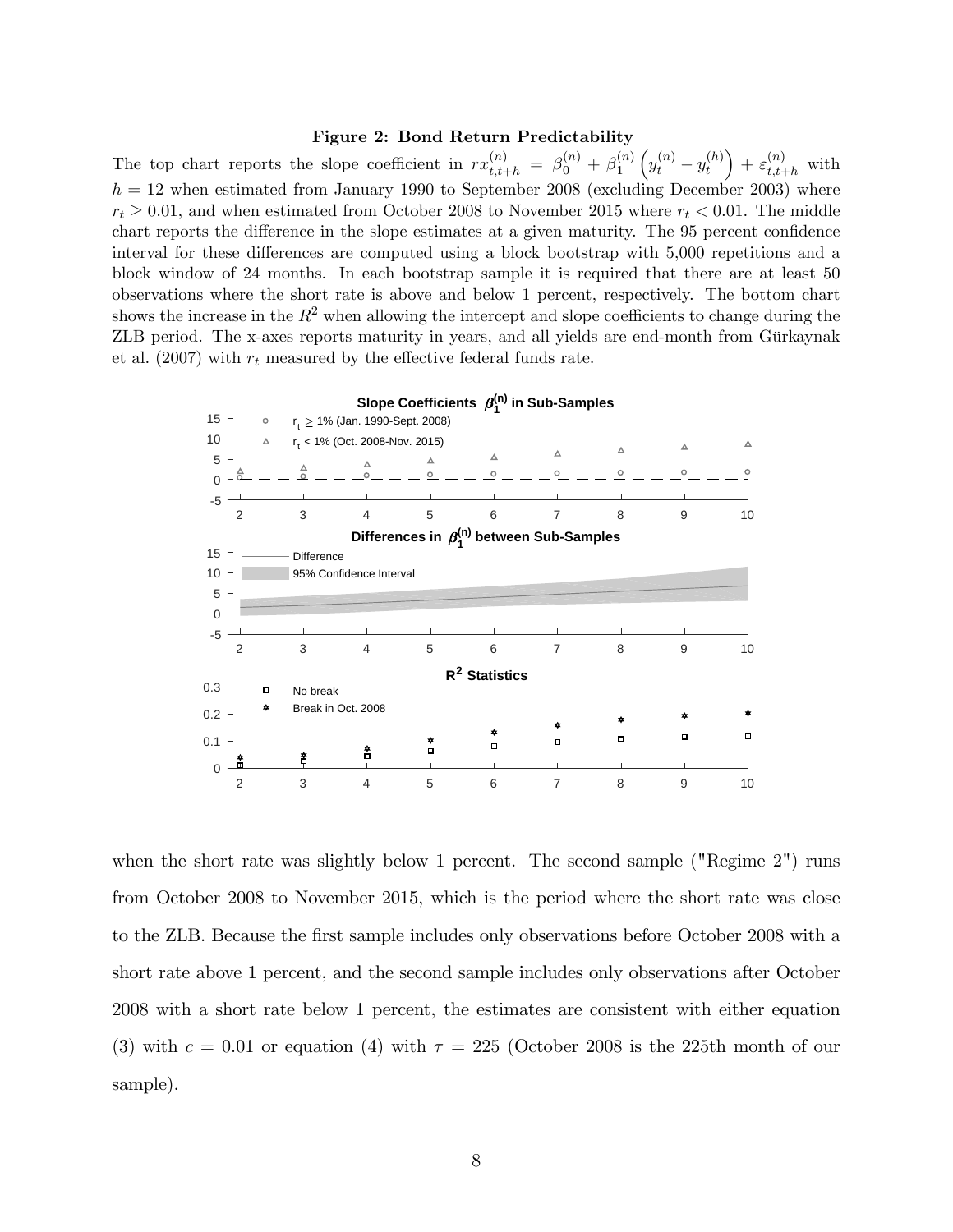**Figure 2: Bond Return Predictability**

The top chart reports the slope coefficient in $rx_{t,t+h}^{(n)} = \beta_0^{(n)} + \beta_1^{(n)} \left( y_t^{(n)} - y_t^{(h)} \right) + \varepsilon_{t,t+h}^{(n)}$ with $h = 12$ when estimated from January 1990 to September 2008 (excluding December 2003) where $r_t \geq 0.01$, and when estimated from October 2008 to November 2015 where $r_t < 0.01$. The middle chart reports the difference in the slope estimates at a given maturity. The 95 percent confidence interval for these differences are computed using a block bootstrap with 5,000 repetitions and a block window of 24 months. In each bootstrap sample it is required that there are at least 50 observations where the short rate is above and below 1 percent, respectively. The bottom chart shows the increase in the $R^2$ when allowing the intercept and slope coefficients to change during the ZLB period. The x-axes reports maturity in years, and all yields are end-month from Gürkaynak et al. (2007) with $r_t$ measured by the effective federal funds rate.

when the short rate was slightly below 1 percent. The second sample ("Regime 2") runs from October 2008 to November 2015, which is the period where the short rate was close to the ZLB. Because the first sample includes only observations before October 2008 with a short rate above 1 percent, and the second sample includes only observations after October 2008 with a short rate below 1 percent, the estimates are consistent with either equation (3) with $c = 0.01$ or equation (4) with $\tau = 225$ (October 2008 is the 225th month of our sample).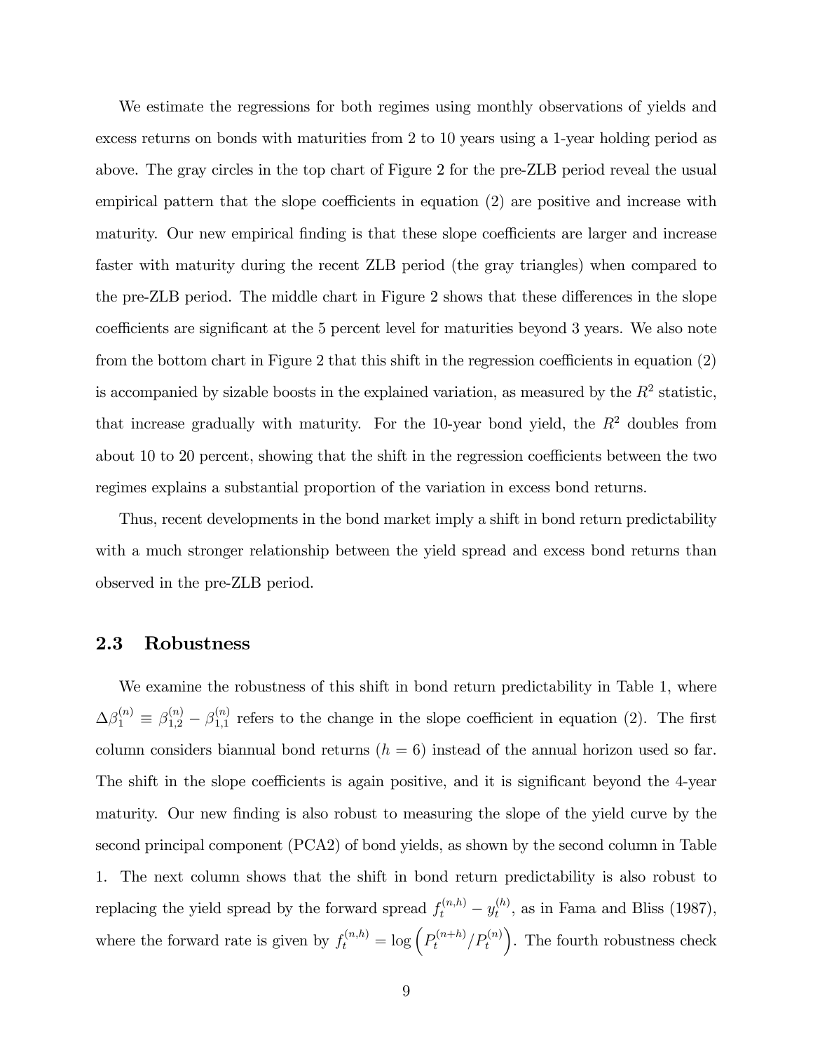We estimate the regressions for both regimes using monthly observations of yields and excess returns on bonds with maturities from 2 to 10 years using a 1-year holding period as above. The gray circles in the top chart of Figure 2 for the pre-ZLB period reveal the usual empirical pattern that the slope coefficients in equation (2) are positive and increase with maturity. Our new empirical finding is that these slope coefficients are larger and increase faster with maturity during the recent ZLB period (the gray triangles) when compared to the pre-ZLB period. The middle chart in Figure 2 shows that these differences in the slope coefficients are significant at the 5 percent level for maturities beyond 3 years. We also note from the bottom chart in Figure 2 that this shift in the regression coefficients in equation (2) is accompanied by sizable boosts in the explained variation, as measured by the $R^2$ statistic, that increase gradually with maturity. For the 10-year bond yield, the $R^2$ doubles from about 10 to 20 percent, showing that the shift in the regression coefficients between the two regimes explains a substantial proportion of the variation in excess bond returns.

Thus, recent developments in the bond market imply a shift in bond return predictability with a much stronger relationship between the yield spread and excess bond returns than observed in the pre-ZLB period.

## 2.3 Robustness

We examine the robustness of this shift in bond return predictability in Table 1, where $\Delta\beta_1^{(n)} \equiv \beta_{1,2}^{(n)} - \beta_{1,1}^{(n)}$ refers to the change in the slope coefficient in equation (2). The first column considers biannual bond returns ($h = 6$) instead of the annual horizon used so far. The shift in the slope coefficients is again positive, and it is significant beyond the 4-year maturity. Our new finding is also robust to measuring the slope of the yield curve by the second principal component (PCA2) of bond yields, as shown by the second column in Table 1. The next column shows that the shift in bond return predictability is also robust to replacing the yield spread by the forward spread $f_t^{(n,h)} - y_t^{(h)}$, as in Fama and Bliss (1987), where the forward rate is given by $f_t^{(n,h)} = \log\left(P_t^{(n+h)}/P_t^{(n)}\right)$. The fourth robustness check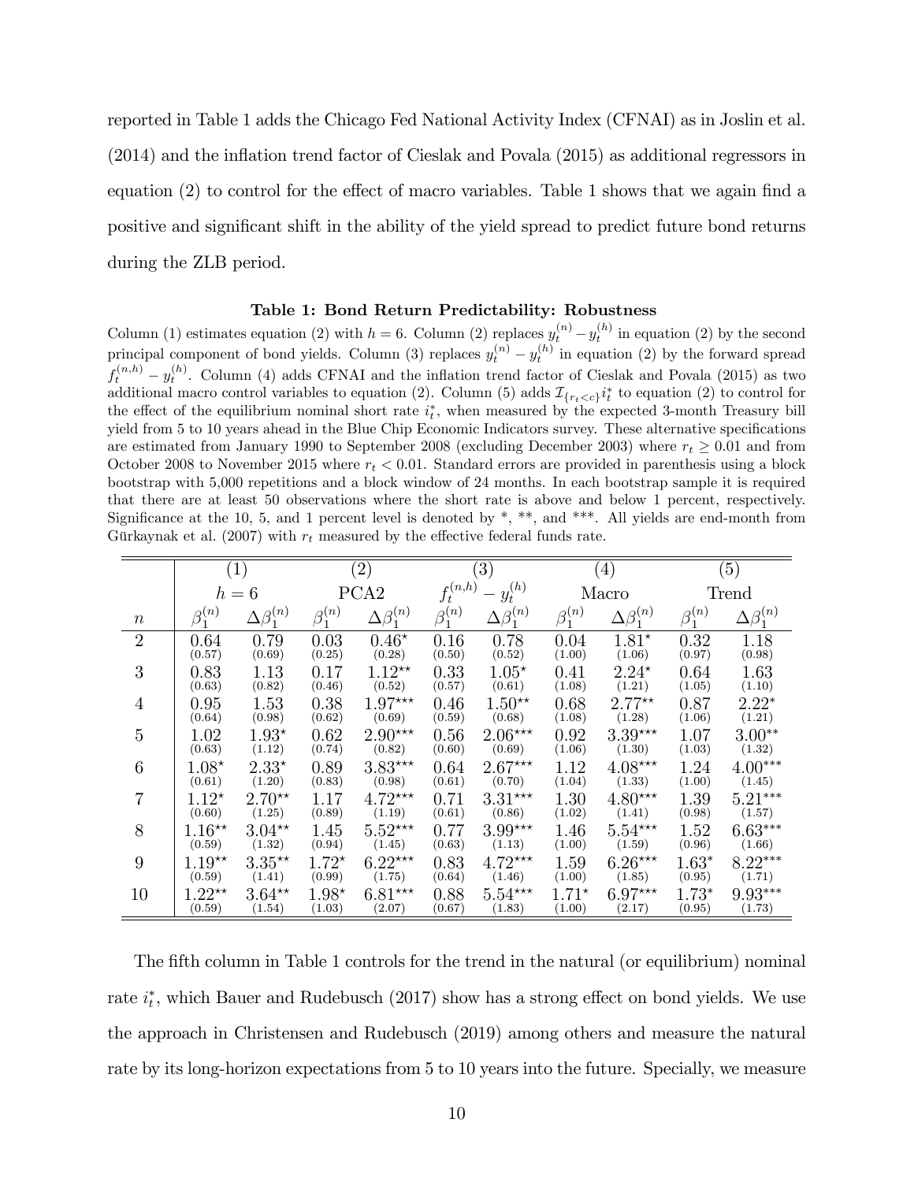reported in Table 1 adds the Chicago Fed National Activity Index (CFNAI) as in Joslin et al. (2014) and the inflation trend factor of Cieslak and Povala (2015) as additional regressors in equation (2) to control for the effect of macro variables. Table 1 shows that we again find a positive and significant shift in the ability of the yield spread to predict future bond returns during the ZLB period.

**Table 1: Bond Return Predictability: Robustness**

Column (1) estimates equation (2) with $h = 6$. Column (2) replaces $y_t^{(n)} - y_t^{(h)}$ in equation (2) by the second principal component of bond yields. Column (3) replaces $y_t^{(n)} - y_t^{(h)}$ in equation (2) by the forward spread $f_t^{(n,h)} - y_t^{(h)}$. Column (4) adds CFNAI and the inflation trend factor of Cieslak and Povala (2015) as two additional macro control variables to equation (2). Column (5) adds $\mathcal{I}_{\{r_t<c\}} i_t^*$ to equation (2) to control for the effect of the equilibrium nominal short rate $i_t^*$, when measured by the expected 3-month Treasury bill yield from 5 to 10 years ahead in the Blue Chip Economic Indicators survey. These alternative specifications are estimated from January 1990 to September 2008 (excluding December 2003) where $r_t \geq 0.01$ and from October 2008 to November 2015 where $r_t < 0.01$. Standard errors are provided in parenthesis using a block bootstrap with 5,000 repetitions and a block window of 24 months. In each bootstrap sample it is required that there are at least 50 observations where the short rate is above and below 1 percent, respectively. Significance at the 10, 5, and 1 percent level is denoted by \*, \*\*, and \*\*\*. All yields are end-month from Gürkaynak et al. (2007) with $r_t$ measured by the effective federal funds rate.

| | (1) | | (2) | | (3) | | (4) | | (5) | |
|---|---|---|---|---|---|---|---|---|---|---|
| | $h = 6$ | | PCA2 | | $f_t^{(n,h)} - y_t^{(h)}$ | | Macro | | Trend | |
| $n$ | $\beta_1^{(n)}$ | $\Delta\beta_1^{(n)}$ | $\beta_1^{(n)}$ | $\Delta\beta_1^{(n)}$ | $\beta_1^{(n)}$ | $\Delta\beta_1^{(n)}$ | $\beta_1^{(n)}$ | $\Delta\beta_1^{(n)}$ | $\beta_1^{(n)}$ | $\Delta\beta_1^{(n)}$ |
| 2 | 0.64 (0.57) | 0.79 (0.69) | 0.03 (0.25) | 0.46* (0.28) | 0.16 (0.50) | 0.78 (0.52) | 0.04 (1.00) | 1.81* (1.06) | 0.32 (0.97) | 1.18 (0.98) |
| 3 | 0.83 (0.63) | 1.13 (0.82) | 0.17 (0.46) | 1.12** (0.52) | 0.33 (0.57) | 1.05* (0.61) | 0.41 (1.08) | 2.24* (1.21) | 0.64 (1.05) | 1.63 (1.10) |
| 4 | 0.95 (0.64) | 1.53 (0.98) | 0.38 (0.62) | 1.97*** (0.69) | 0.46 (0.59) | 1.50** (0.68) | 0.68 (1.08) | 2.77** (1.28) | 0.87 (1.06) | 2.22* (1.21) |
| 5 | 1.02 (0.63) | 1.93* (1.12) | 0.62 (0.74) | 2.90*** (0.82) | 0.56 (0.60) | 2.06*** (0.69) | 0.92 (1.06) | 3.39*** (1.30) | 1.07 (1.03) | 3.00** (1.32) |
| 6 | 1.08* (0.61) | 2.33* (1.20) | 0.89 (0.83) | 3.83*** (0.98) | 0.64 (0.61) | 2.67*** (0.70) | 1.12 (1.04) | 4.08*** (1.33) | 1.24 (1.00) | 4.00*** (1.45) |
| 7 | 1.12* (0.60) | 2.70** (1.25) | 1.17 (0.89) | 4.72*** (1.19) | 0.71 (0.61) | 3.31*** (0.86) | 1.30 (1.02) | 4.80*** (1.41) | 1.39 (0.98) | 5.21*** (1.57) |
| 8 | 1.16** (0.59) | 3.04** (1.32) | 1.45 (0.94) | 5.52*** (1.45) | 0.77 (0.63) | 3.99*** (1.13) | 1.46 (1.00) | 5.54*** (1.59) | 1.52 (0.96) | 6.63*** (1.66) |
| 9 | 1.19** (0.59) | 3.35** (1.41) | 1.72* (0.99) | 6.22*** (1.75) | 0.83 (0.64) | 4.72*** (1.46) | 1.59 (1.00) | 6.26*** (1.85) | 1.63* (0.95) | 8.22*** (1.71) |
| 10 | 1.22** (0.59) | 3.64** (1.54) | 1.98* (1.03) | 6.81*** (2.07) | 0.88 (0.67) | 5.54*** (1.83) | 1.71* (1.00) | 6.97*** (2.17) | 1.73* (0.95) | 9.93*** (1.73) |

The fifth column in Table 1 controls for the trend in the natural (or equilibrium) nominal rate $i_t^*$, which Bauer and Rudebusch (2017) show has a strong effect on bond yields. We use the approach in Christensen and Rudebusch (2019) among others and measure the natural rate by its long-horizon expectations from 5 to 10 years into the future. Specially, we measure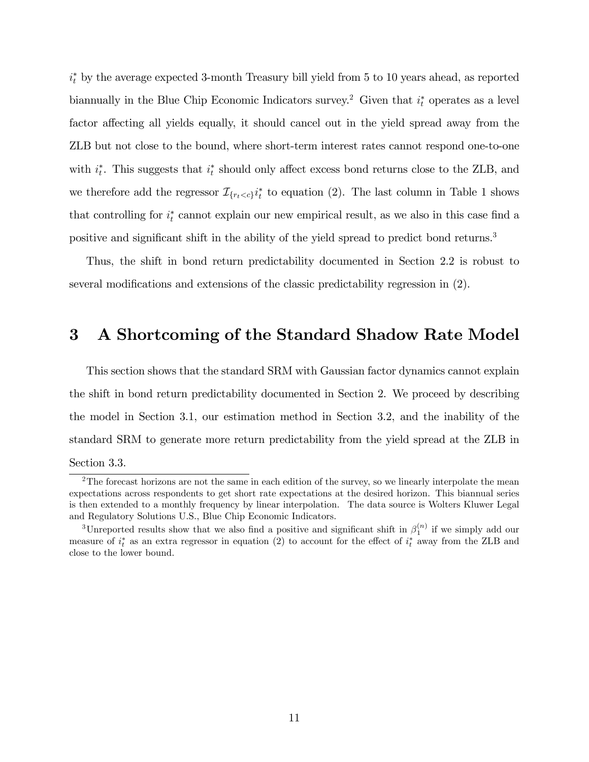$i_t^*$ by the average expected 3-month Treasury bill yield from 5 to 10 years ahead, as reported biannually in the Blue Chip Economic Indicators survey.[2] Given that $i_t^*$ operates as a level factor affecting all yields equally, it should cancel out in the yield spread away from the ZLB but not close to the bound, where short-term interest rates cannot respond one-to-one with $i_t^*$. This suggests that $i_t^*$ should only affect excess bond returns close to the ZLB, and we therefore add the regressor $\mathcal{I}_{\{r_t<c\}} i_t^*$ to equation (2). The last column in Table 1 shows that controlling for $i_t^*$ cannot explain our new empirical result, as we also in this case find a positive and significant shift in the ability of the yield spread to predict bond returns.[3]

Thus, the shift in bond return predictability documented in Section 2.2 is robust to several modifications and extensions of the classic predictability regression in (2).

# 3 A Shortcoming of the Standard Shadow Rate Model

This section shows that the standard SRM with Gaussian factor dynamics cannot explain the shift in bond return predictability documented in Section 2. We proceed by describing the model in Section 3.1, our estimation method in Section 3.2, and the inability of the standard SRM to generate more return predictability from the yield spread at the ZLB in Section 3.3.

[2] The forecast horizons are not the same in each edition of the survey, so we linearly interpolate the mean expectations across respondents to get short rate expectations at the desired horizon. This biannual series is then extended to a monthly frequency by linear interpolation. The data source is Wolters Kluwer Legal and Regulatory Solutions U.S., Blue Chip Economic Indicators.

[3] Unreported results show that we also find a positive and significant shift in $\beta_1^{(n)}$ if we simply add our measure of $i_t^*$ as an extra regressor in equation (2) to account for the effect of $i_t^*$ away from the ZLB and close to the lower bound.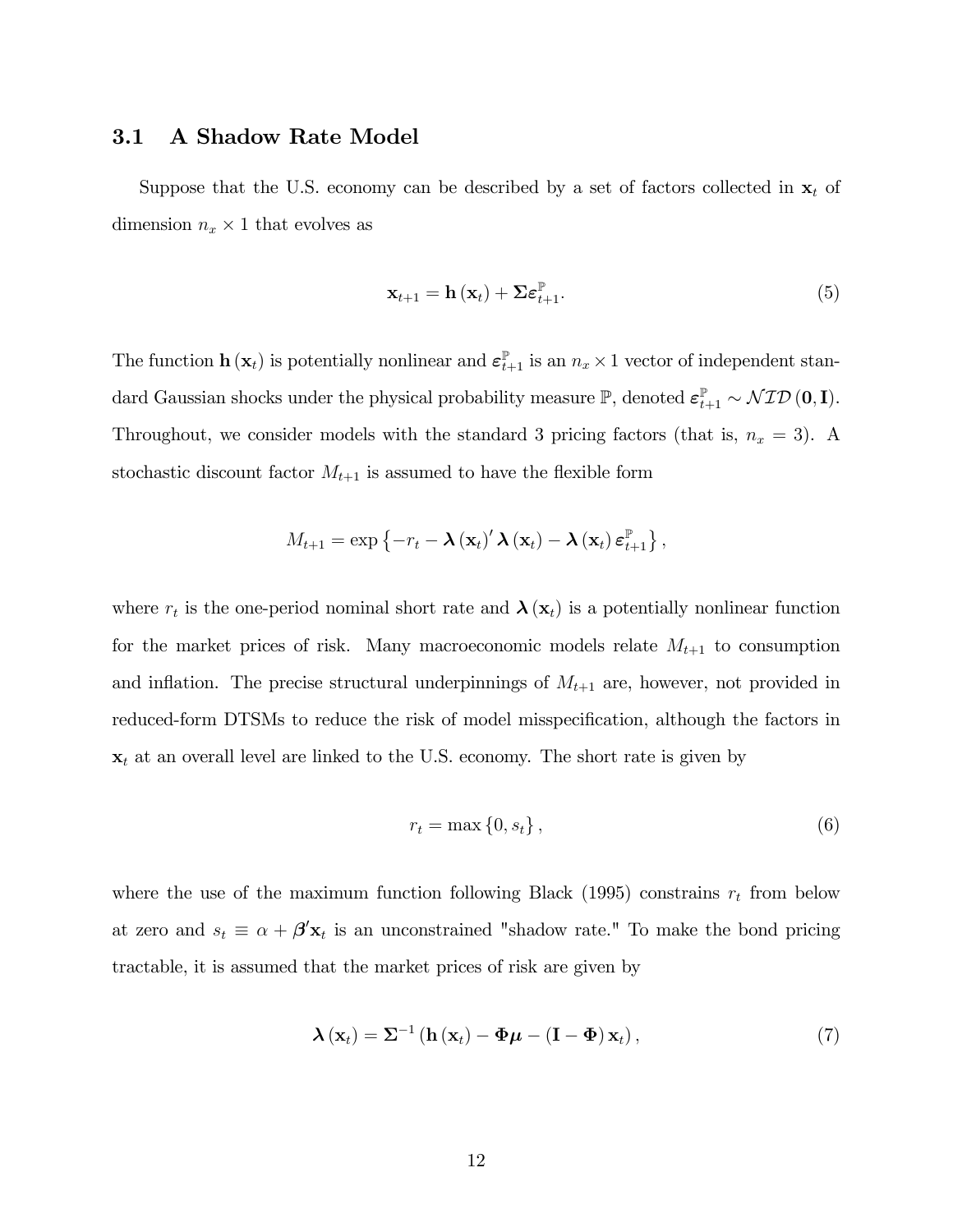### 3.1 A Shadow Rate Model

Suppose that the U.S. economy can be described by a set of factors collected in $\mathbf{x}_t$ of dimension $n_x \times 1$ that evolves as

$$\mathbf{x}_{t+1} = \mathbf{h}(\mathbf{x}_t) + \boldsymbol{\Sigma}\boldsymbol{\varepsilon}_{t+1}^{\mathbb{P}}. \tag{5}$$

The function $\mathbf{h}(\mathbf{x}_t)$ is potentially nonlinear and $\boldsymbol{\varepsilon}_{t+1}^{\mathbb{P}}$ is an $n_x \times 1$ vector of independent standard Gaussian shocks under the physical probability measure $\mathbb{P}$, denoted $\boldsymbol{\varepsilon}_{t+1}^{\mathbb{P}} \sim \mathcal{NID}(\mathbf{0}, \mathbf{I})$. Throughout, we consider models with the standard 3 pricing factors (that is, $n_x = 3$). A stochastic discount factor $M_{t+1}$ is assumed to have the flexible form

$$M_{t+1} = \exp\left\{-r_t - \boldsymbol{\lambda}(\mathbf{x}_t)' \boldsymbol{\lambda}(\mathbf{x}_t) - \boldsymbol{\lambda}(\mathbf{x}_t)\boldsymbol{\varepsilon}_{t+1}^{\mathbb{P}}\right\},$$

where $r_t$ is the one-period nominal short rate and $\boldsymbol{\lambda}(\mathbf{x}_t)$ is a potentially nonlinear function for the market prices of risk. Many macroeconomic models relate $M_{t+1}$ to consumption and inflation. The precise structural underpinnings of $M_{t+1}$ are, however, not provided in reduced-form DTSMs to reduce the risk of model misspecification, although the factors in $\mathbf{x}_t$ at an overall level are linked to the U.S. economy. The short rate is given by

$$r_t = \max\{0, s_t\}, \tag{6}$$

where the use of the maximum function following Black (1995) constrains $r_t$ from below at zero and $s_t \equiv \alpha + \boldsymbol{\beta}'\mathbf{x}_t$ is an unconstrained "shadow rate." To make the bond pricing tractable, it is assumed that the market prices of risk are given by

$$\boldsymbol{\lambda}(\mathbf{x}_t) = \boldsymbol{\Sigma}^{-1}\left(\mathbf{h}(\mathbf{x}_t) - \boldsymbol{\Phi}\boldsymbol{\mu} - (\mathbf{I} - \boldsymbol{\Phi})\mathbf{x}_t\right), \tag{7}$$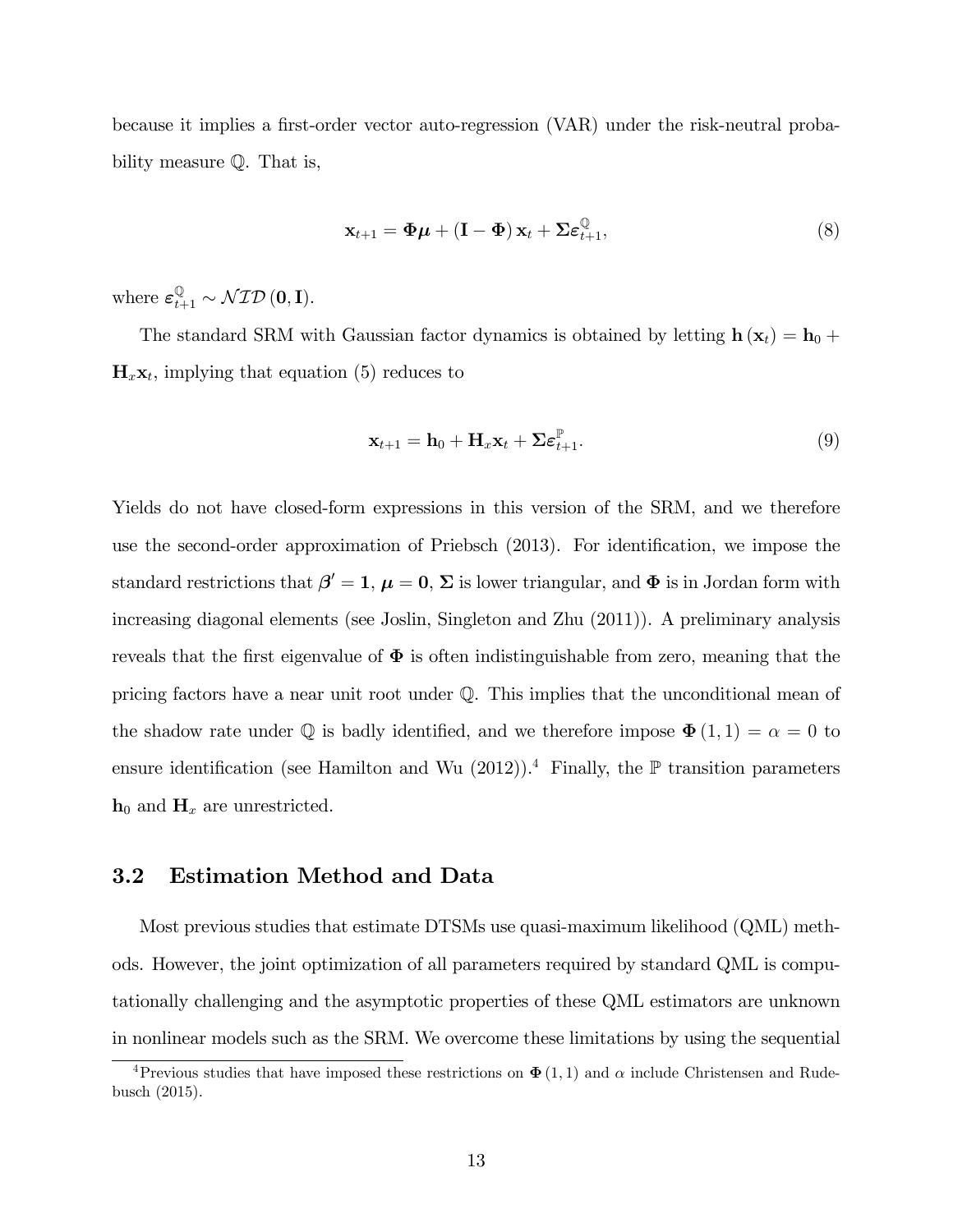because it implies a first-order vector auto-regression (VAR) under the risk-neutral probability measure $\mathbb{Q}$. That is,

$$\mathbf{x}_{t+1} = \boldsymbol{\Phi}\boldsymbol{\mu} + (\mathbf{I} - \boldsymbol{\Phi})\,\mathbf{x}_t + \boldsymbol{\Sigma}\boldsymbol{\varepsilon}^{\mathbb{Q}}_{t+1}, \tag{8}$$

where $\boldsymbol{\varepsilon}^{\mathbb{Q}}_{t+1} \sim \mathcal{NID}\left(\mathbf{0}, \mathbf{I}\right)$.

The standard SRM with Gaussian factor dynamics is obtained by letting $\mathbf{h}\left(\mathbf{x}_t\right) = \mathbf{h}_0 + \mathbf{H}_x\mathbf{x}_t$, implying that equation (5) reduces to

$$\mathbf{x}_{t+1} = \mathbf{h}_0 + \mathbf{H}_x\mathbf{x}_t + \boldsymbol{\Sigma}\boldsymbol{\varepsilon}^{\mathbb{P}}_{t+1}. \tag{9}$$

Yields do not have closed-form expressions in this version of the SRM, and we therefore use the second-order approximation of Priebsch (2013). For identification, we impose the standard restrictions that $\boldsymbol{\beta}' = \mathbf{1}$, $\boldsymbol{\mu} = \mathbf{0}$, $\boldsymbol{\Sigma}$ is lower triangular, and $\boldsymbol{\Phi}$ is in Jordan form with increasing diagonal elements (see Joslin, Singleton and Zhu (2011)). A preliminary analysis reveals that the first eigenvalue of $\boldsymbol{\Phi}$ is often indistinguishable from zero, meaning that the pricing factors have a near unit root under $\mathbb{Q}$. This implies that the unconditional mean of the shadow rate under $\mathbb{Q}$ is badly identified, and we therefore impose $\boldsymbol{\Phi}\left(1,1\right) = \alpha = 0$ to ensure identification (see Hamilton and Wu (2012)).[4] Finally, the $\mathbb{P}$ transition parameters $\mathbf{h}_0$ and $\mathbf{H}_x$ are unrestricted.

## 3.2 Estimation Method and Data

Most previous studies that estimate DTSMs use quasi-maximum likelihood (QML) methods. However, the joint optimization of all parameters required by standard QML is computationally challenging and the asymptotic properties of these QML estimators are unknown in nonlinear models such as the SRM. We overcome these limitations by using the sequential

[4] Previous studies that have imposed these restrictions on $\boldsymbol{\Phi}\left(1,1\right)$ and $\alpha$ include Christensen and Rudebusch (2015).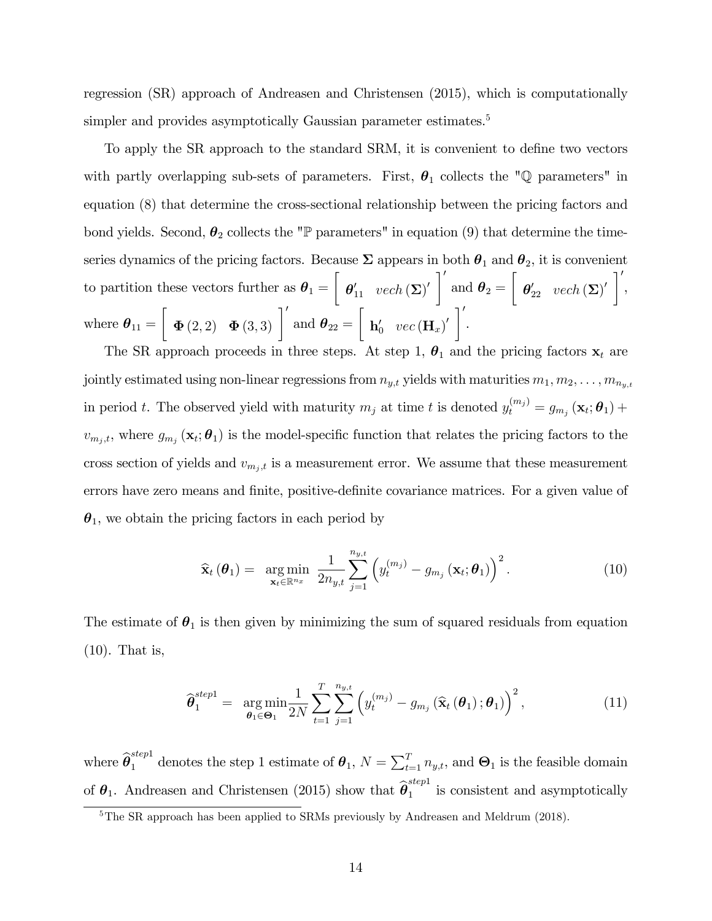regression (SR) approach of Andreasen and Christensen (2015), which is computationally simpler and provides asymptotically Gaussian parameter estimates.[5]

To apply the SR approach to the standard SRM, it is convenient to define two vectors with partly overlapping sub-sets of parameters. First, $\boldsymbol{\theta}_1$ collects the "$\mathbb{Q}$ parameters" in equation (8) that determine the cross-sectional relationship between the pricing factors and bond yields. Second, $\boldsymbol{\theta}_2$ collects the "$\mathbb{P}$ parameters" in equation (9) that determine the time-series dynamics of the pricing factors. Because $\boldsymbol{\Sigma}$ appears in both $\boldsymbol{\theta}_1$ and $\boldsymbol{\theta}_2$, it is convenient to partition these vectors further as $\boldsymbol{\theta}_1 = \begin{bmatrix} \boldsymbol{\theta}_{11}' & vech\left(\boldsymbol{\Sigma}\right)' \end{bmatrix}'$ and $\boldsymbol{\theta}_2 = \begin{bmatrix} \boldsymbol{\theta}_{22}' & vech\left(\boldsymbol{\Sigma}\right)' \end{bmatrix}'$, where $\boldsymbol{\theta}_{11} = \begin{bmatrix} \boldsymbol{\Phi}(2,2) & \boldsymbol{\Phi}(3,3) \end{bmatrix}'$ and $\boldsymbol{\theta}_{22} = \begin{bmatrix} \mathbf{h}_0' & vec\left(\mathbf{H}_x\right)' \end{bmatrix}'$.

The SR approach proceeds in three steps. At step 1, $\boldsymbol{\theta}_1$ and the pricing factors $\mathbf{x}_t$ are jointly estimated using non-linear regressions from $n_{y,t}$ yields with maturities $m_1, m_2, \ldots, m_{n_{y,t}}$ in period $t$. The observed yield with maturity $m_j$ at time $t$ is denoted $y_t^{(m_j)} = g_{m_j}\left(\mathbf{x}_t; \boldsymbol{\theta}_1\right) + v_{m_j,t}$, where $g_{m_j}\left(\mathbf{x}_t; \boldsymbol{\theta}_1\right)$ is the model-specific function that relates the pricing factors to the cross section of yields and $v_{m_j,t}$ is a measurement error. We assume that these measurement errors have zero means and finite, positive-definite covariance matrices. For a given value of $\boldsymbol{\theta}_1$, we obtain the pricing factors in each period by

$$\widehat{\mathbf{x}}_t\left(\boldsymbol{\theta}_1\right) = \underset{\mathbf{x}_t \in \mathbb{R}^{n_x}}{\arg\min} \; \frac{1}{2n_{y,t}} \sum_{j=1}^{n_{y,t}} \left(y_t^{(m_j)} - g_{m_j}\left(\mathbf{x}_t; \boldsymbol{\theta}_1\right)\right)^2. \tag{10}$$

The estimate of $\boldsymbol{\theta}_1$ is then given by minimizing the sum of squared residuals from equation (10). That is,

$$\widehat{\boldsymbol{\theta}}_1^{step1} = \underset{\boldsymbol{\theta}_1 \in \boldsymbol{\Theta}_1}{\arg\min} \frac{1}{2N} \sum_{t=1}^{T} \sum_{j=1}^{n_{y,t}} \left(y_t^{(m_j)} - g_{m_j}\left(\widehat{\mathbf{x}}_t\left(\boldsymbol{\theta}_1\right); \boldsymbol{\theta}_1\right)\right)^2, \tag{11}$$

where $\widehat{\boldsymbol{\theta}}_1^{step1}$ denotes the step 1 estimate of $\boldsymbol{\theta}_1$, $N = \sum_{t=1}^{T} n_{y,t}$, and $\boldsymbol{\Theta}_1$ is the feasible domain of $\boldsymbol{\theta}_1$. Andreasen and Christensen (2015) show that $\widehat{\boldsymbol{\theta}}_1^{step1}$ is consistent and asymptotically

[5] The SR approach has been applied to SRMs previously by Andreasen and Meldrum (2018).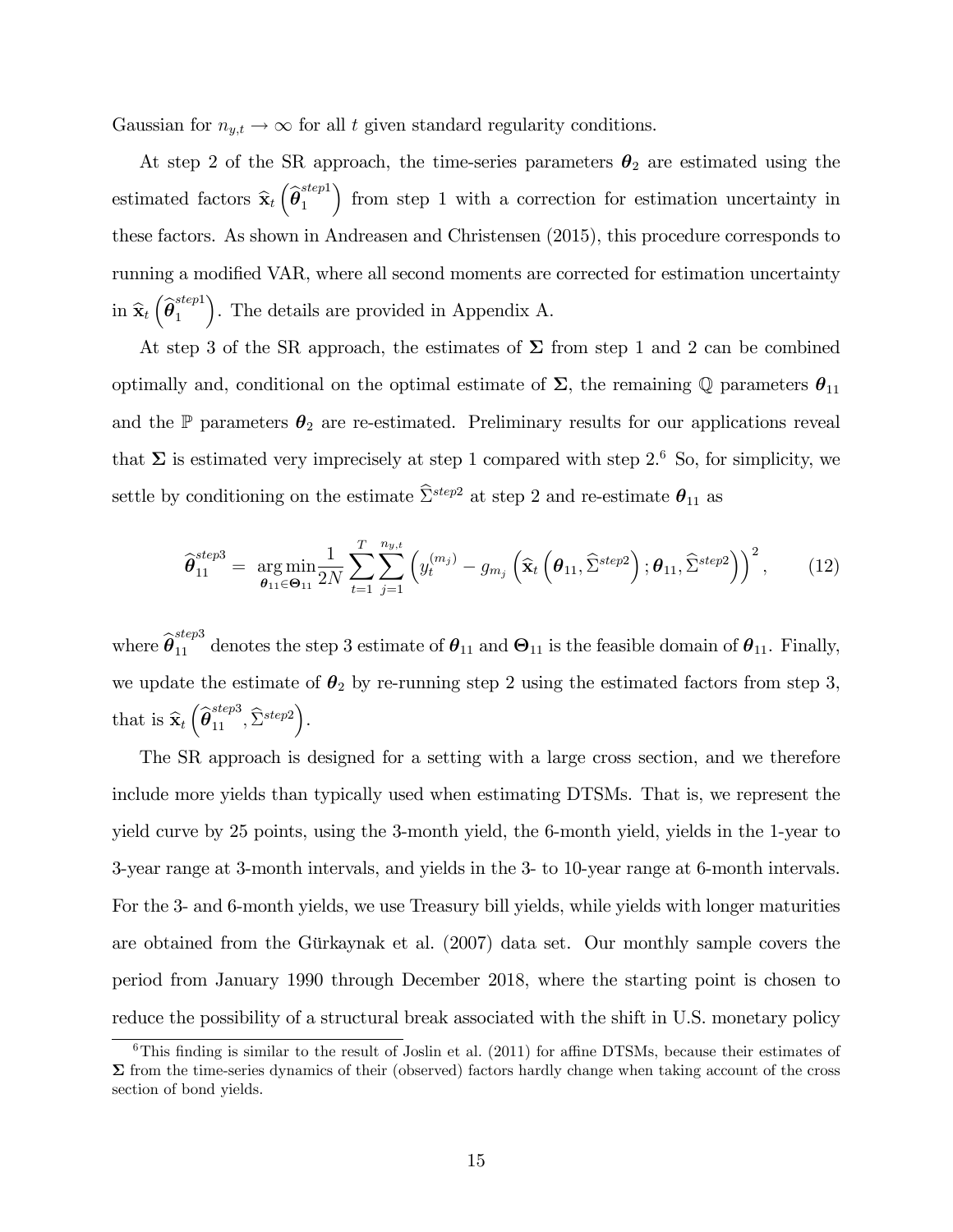Gaussian for $n_{y,t} \to \infty$ for all $t$ given standard regularity conditions.

At step 2 of the SR approach, the time-series parameters $\boldsymbol{\theta}_2$ are estimated using the estimated factors $\widehat{\mathbf{x}}_t\left(\widehat{\boldsymbol{\theta}}_1^{step1}\right)$ from step 1 with a correction for estimation uncertainty in these factors. As shown in Andreasen and Christensen (2015), this procedure corresponds to running a modified VAR, where all second moments are corrected for estimation uncertainty in $\widehat{\mathbf{x}}_t\left(\widehat{\boldsymbol{\theta}}_1^{step1}\right)$. The details are provided in Appendix A.

At step 3 of the SR approach, the estimates of $\boldsymbol{\Sigma}$ from step 1 and 2 can be combined optimally and, conditional on the optimal estimate of $\boldsymbol{\Sigma}$, the remaining $\mathbb{Q}$ parameters $\boldsymbol{\theta}_{11}$ and the $\mathbb{P}$ parameters $\boldsymbol{\theta}_2$ are re-estimated. Preliminary results for our applications reveal that $\boldsymbol{\Sigma}$ is estimated very imprecisely at step 1 compared with step 2.[6] So, for simplicity, we settle by conditioning on the estimate $\widehat{\Sigma}^{step2}$ at step 2 and re-estimate $\boldsymbol{\theta}_{11}$ as

$$\widehat{\boldsymbol{\theta}}_{11}^{step3} = \underset{\boldsymbol{\theta}_{11}\in\boldsymbol{\Theta}_{11}}{\arg\min} \frac{1}{2N}\sum_{t=1}^{T}\sum_{j=1}^{n_{y,t}}\left(y_t^{(m_j)} - g_{m_j}\left(\widehat{\mathbf{x}}_t\left(\boldsymbol{\theta}_{11},\widehat{\Sigma}^{step2}\right);\boldsymbol{\theta}_{11},\widehat{\Sigma}^{step2}\right)\right)^2, \tag{12}$$

where $\widehat{\boldsymbol{\theta}}_{11}^{step3}$ denotes the step 3 estimate of $\boldsymbol{\theta}_{11}$ and $\boldsymbol{\Theta}_{11}$ is the feasible domain of $\boldsymbol{\theta}_{11}$. Finally, we update the estimate of $\boldsymbol{\theta}_2$ by re-running step 2 using the estimated factors from step 3, that is $\widehat{\mathbf{x}}_t\left(\widehat{\boldsymbol{\theta}}_{11}^{step3},\widehat{\Sigma}^{step2}\right)$.

The SR approach is designed for a setting with a large cross section, and we therefore include more yields than typically used when estimating DTSMs. That is, we represent the yield curve by 25 points, using the 3-month yield, the 6-month yield, yields in the 1-year to 3-year range at 3-month intervals, and yields in the 3- to 10-year range at 6-month intervals. For the 3- and 6-month yields, we use Treasury bill yields, while yields with longer maturities are obtained from the Gürkaynak et al. (2007) data set. Our monthly sample covers the period from January 1990 through December 2018, where the starting point is chosen to reduce the possibility of a structural break associated with the shift in U.S. monetary policy

[6] This finding is similar to the result of Joslin et al. (2011) for affine DTSMs, because their estimates of $\boldsymbol{\Sigma}$ from the time-series dynamics of their (observed) factors hardly change when taking account of the cross section of bond yields.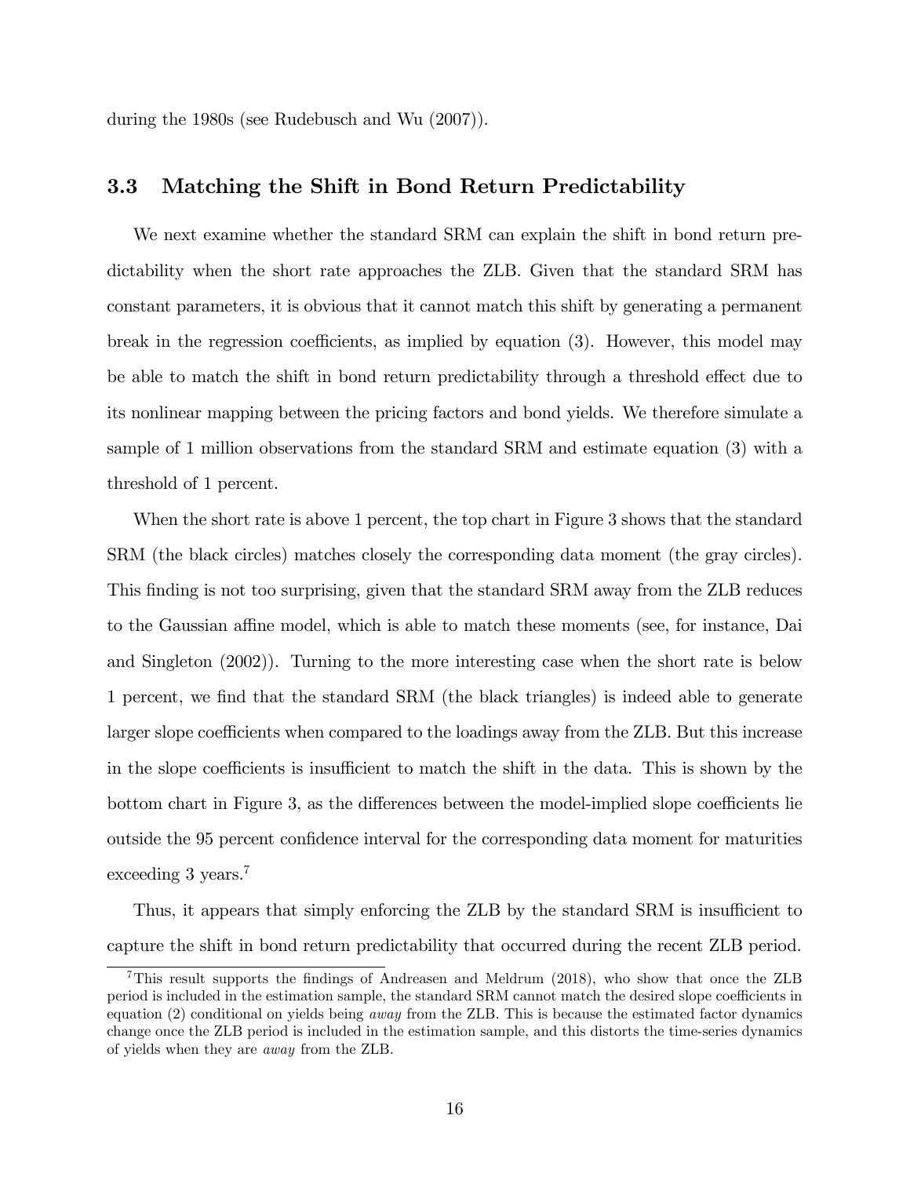during the 1980s (see Rudebusch and Wu (2007)).

### 3.3 Matching the Shift in Bond Return Predictability

We next examine whether the standard SRM can explain the shift in bond return predictability when the short rate approaches the ZLB. Given that the standard SRM has constant parameters, it is obvious that it cannot match this shift by generating a permanent break in the regression coefficients, as implied by equation (3). However, this model may be able to match the shift in bond return predictability through a threshold effect due to its nonlinear mapping between the pricing factors and bond yields. We therefore simulate a sample of 1 million observations from the standard SRM and estimate equation (3) with a threshold of 1 percent.

When the short rate is above 1 percent, the top chart in Figure 3 shows that the standard SRM (the black circles) matches closely the corresponding data moment (the gray circles). This finding is not too surprising, given that the standard SRM away from the ZLB reduces to the Gaussian affine model, which is able to match these moments (see, for instance, Dai and Singleton (2002)). Turning to the more interesting case when the short rate is below 1 percent, we find that the standard SRM (the black triangles) is indeed able to generate larger slope coefficients when compared to the loadings away from the ZLB. But this increase in the slope coefficients is insufficient to match the shift in the data. This is shown by the bottom chart in Figure 3, as the differences between the model-implied slope coefficients lie outside the 95 percent confidence interval for the corresponding data moment for maturities exceeding 3 years.[7]

Thus, it appears that simply enforcing the ZLB by the standard SRM is insufficient to capture the shift in bond return predictability that occurred during the recent ZLB period.

[7] This result supports the findings of Andreasen and Meldrum (2018), who show that once the ZLB period is included in the estimation sample, the standard SRM cannot match the desired slope coefficients in equation (2) conditional on yields being *away* from the ZLB. This is because the estimated factor dynamics change once the ZLB period is included in the estimation sample, and this distorts the time-series dynamics of yields when they are *away* from the ZLB.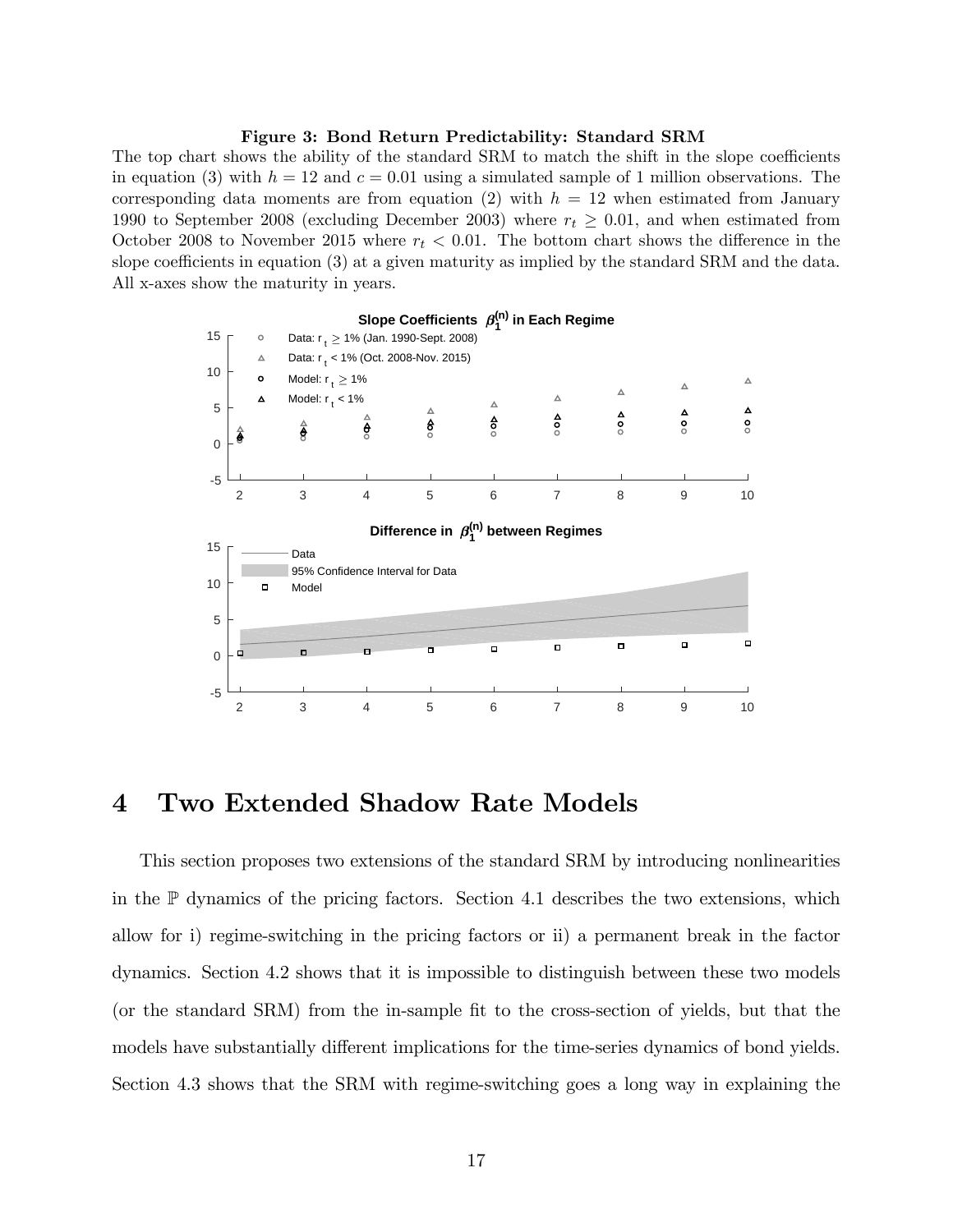**Figure 3: Bond Return Predictability: Standard SRM**

The top chart shows the ability of the standard SRM to match the shift in the slope coefficients in equation (3) with $h = 12$ and $c = 0.01$ using a simulated sample of 1 million observations. The corresponding data moments are from equation (2) with $h = 12$ when estimated from January 1990 to September 2008 (excluding December 2003) where $r_t \geq 0.01$, and when estimated from October 2008 to November 2015 where $r_t < 0.01$. The bottom chart shows the difference in the slope coefficients in equation (3) at a given maturity as implied by the standard SRM and the data. All x-axes show the maturity in years.

# 4 Two Extended Shadow Rate Models

This section proposes two extensions of the standard SRM by introducing nonlinearities in the $\mathbb{P}$ dynamics of the pricing factors. Section 4.1 describes the two extensions, which allow for i) regime-switching in the pricing factors or ii) a permanent break in the factor dynamics. Section 4.2 shows that it is impossible to distinguish between these two models (or the standard SRM) from the in-sample fit to the cross-section of yields, but that the models have substantially different implications for the time-series dynamics of bond yields. Section 4.3 shows that the SRM with regime-switching goes a long way in explaining the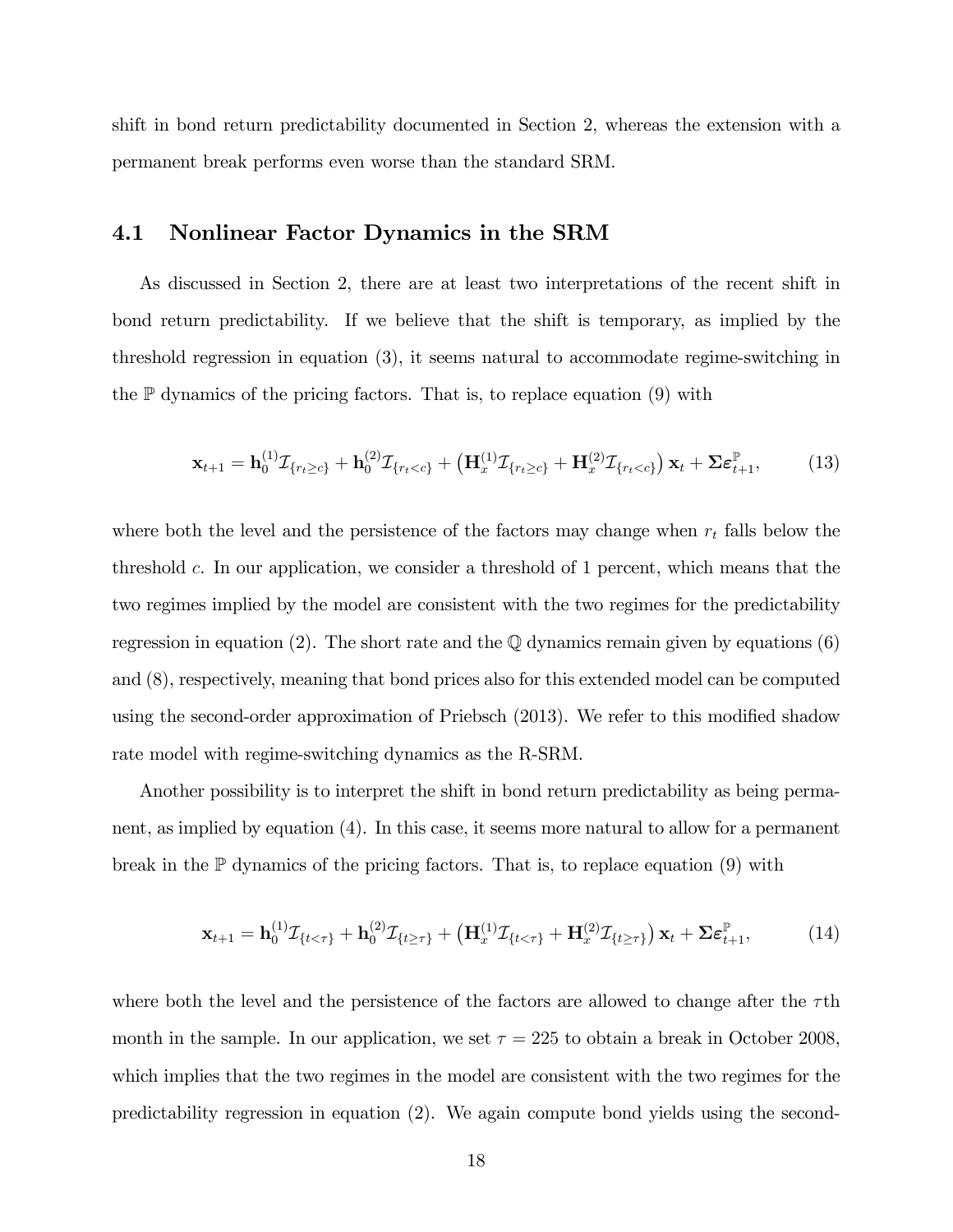shift in bond return predictability documented in Section 2, whereas the extension with a permanent break performs even worse than the standard SRM.

## 4.1 Nonlinear Factor Dynamics in the SRM

As discussed in Section 2, there are at least two interpretations of the recent shift in bond return predictability. If we believe that the shift is temporary, as implied by the threshold regression in equation (3), it seems natural to accommodate regime-switching in the $\mathbb{P}$ dynamics of the pricing factors. That is, to replace equation (9) with

$$\mathbf{x}_{t+1} = \mathbf{h}_0^{(1)} \mathcal{I}_{\{r_t \geq c\}} + \mathbf{h}_0^{(2)} \mathcal{I}_{\{r_t < c\}} + \left( \mathbf{H}_x^{(1)} \mathcal{I}_{\{r_t \geq c\}} + \mathbf{H}_x^{(2)} \mathcal{I}_{\{r_t < c\}} \right) \mathbf{x}_t + \mathbf{\Sigma} \boldsymbol{\varepsilon}_{t+1}^{\mathbb{P}}, \tag{13}$$

where both the level and the persistence of the factors may change when $r_t$ falls below the threshold $c$. In our application, we consider a threshold of 1 percent, which means that the two regimes implied by the model are consistent with the two regimes for the predictability regression in equation (2). The short rate and the $\mathbb{Q}$ dynamics remain given by equations (6) and (8), respectively, meaning that bond prices also for this extended model can be computed using the second-order approximation of Priebsch (2013). We refer to this modified shadow rate model with regime-switching dynamics as the R-SRM.

Another possibility is to interpret the shift in bond return predictability as being permanent, as implied by equation (4). In this case, it seems more natural to allow for a permanent break in the $\mathbb{P}$ dynamics of the pricing factors. That is, to replace equation (9) with

$$\mathbf{x}_{t+1} = \mathbf{h}_0^{(1)} \mathcal{I}_{\{t < \tau\}} + \mathbf{h}_0^{(2)} \mathcal{I}_{\{t \geq \tau\}} + \left( \mathbf{H}_x^{(1)} \mathcal{I}_{\{t < \tau\}} + \mathbf{H}_x^{(2)} \mathcal{I}_{\{t \geq \tau\}} \right) \mathbf{x}_t + \mathbf{\Sigma} \boldsymbol{\varepsilon}_{t+1}^{\mathbb{P}}, \tag{14}$$

where both the level and the persistence of the factors are allowed to change after the $\tau$th month in the sample. In our application, we set $\tau = 225$ to obtain a break in October 2008, which implies that the two regimes in the model are consistent with the two regimes for the predictability regression in equation (2). We again compute bond yields using the second-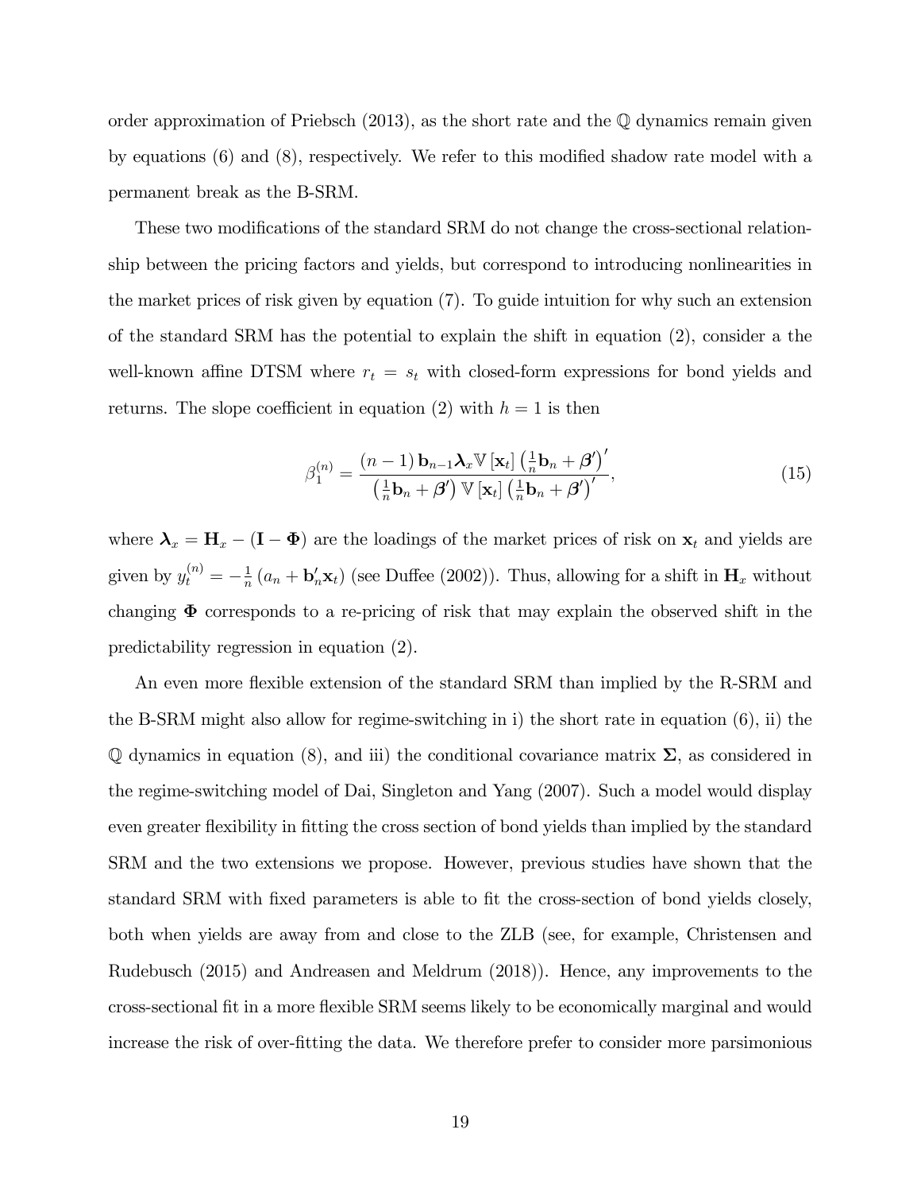order approximation of Priebsch (2013), as the short rate and the $\mathbb{Q}$ dynamics remain given by equations (6) and (8), respectively. We refer to this modified shadow rate model with a permanent break as the B-SRM.

These two modifications of the standard SRM do not change the cross-sectional relationship between the pricing factors and yields, but correspond to introducing nonlinearities in the market prices of risk given by equation (7). To guide intuition for why such an extension of the standard SRM has the potential to explain the shift in equation (2), consider a the well-known affine DTSM where $r_t = s_t$ with closed-form expressions for bond yields and returns. The slope coefficient in equation (2) with $h = 1$ is then

$$\beta_1^{(n)} = \frac{(n-1)\,\mathbf{b}_{n-1}\boldsymbol{\lambda}_x \mathbb{V}[\mathbf{x}_t]\left(\frac{1}{n}\mathbf{b}_n + \boldsymbol{\beta}'\right)'}{\left(\frac{1}{n}\mathbf{b}_n + \boldsymbol{\beta}'\right)\mathbb{V}[\mathbf{x}_t]\left(\frac{1}{n}\mathbf{b}_n + \boldsymbol{\beta}'\right)'}, \tag{15}$$

where $\boldsymbol{\lambda}_x = \mathbf{H}_x - (\mathbf{I} - \boldsymbol{\Phi})$ are the loadings of the market prices of risk on $\mathbf{x}_t$ and yields are given by $y_t^{(n)} = -\frac{1}{n}\left(a_n + \mathbf{b}_n'\mathbf{x}_t\right)$ (see Duffee (2002)). Thus, allowing for a shift in $\mathbf{H}_x$ without changing $\boldsymbol{\Phi}$ corresponds to a re-pricing of risk that may explain the observed shift in the predictability regression in equation (2).

An even more flexible extension of the standard SRM than implied by the R-SRM and the B-SRM might also allow for regime-switching in i) the short rate in equation (6), ii) the $\mathbb{Q}$ dynamics in equation (8), and iii) the conditional covariance matrix $\boldsymbol{\Sigma}$, as considered in the regime-switching model of Dai, Singleton and Yang (2007). Such a model would display even greater flexibility in fitting the cross section of bond yields than implied by the standard SRM and the two extensions we propose. However, previous studies have shown that the standard SRM with fixed parameters is able to fit the cross-section of bond yields closely, both when yields are away from and close to the ZLB (see, for example, Christensen and Rudebusch (2015) and Andreasen and Meldrum (2018)). Hence, any improvements to the cross-sectional fit in a more flexible SRM seems likely to be economically marginal and would increase the risk of over-fitting the data. We therefore prefer to consider more parsimonious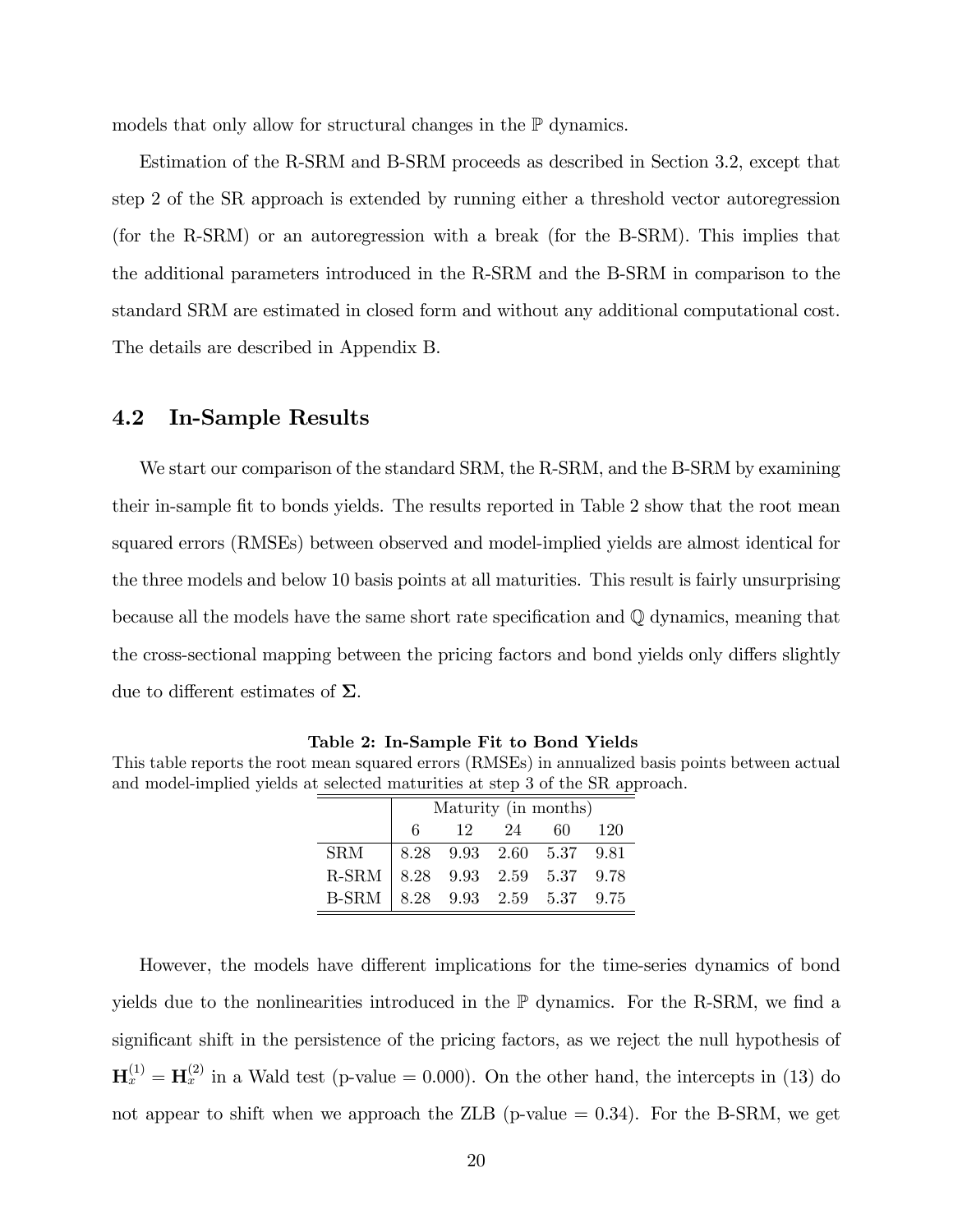models that only allow for structural changes in the $\mathbb{P}$ dynamics.

Estimation of the R-SRM and B-SRM proceeds as described in Section 3.2, except that step 2 of the SR approach is extended by running either a threshold vector autoregression (for the R-SRM) or an autoregression with a break (for the B-SRM). This implies that the additional parameters introduced in the R-SRM and the B-SRM in comparison to the standard SRM are estimated in closed form and without any additional computational cost. The details are described in Appendix B.

## 4.2 In-Sample Results

We start our comparison of the standard SRM, the R-SRM, and the B-SRM by examining their in-sample fit to bonds yields. The results reported in Table 2 show that the root mean squared errors (RMSEs) between observed and model-implied yields are almost identical for the three models and below 10 basis points at all maturities. This result is fairly unsurprising because all the models have the same short rate specification and $\mathbb{Q}$ dynamics, meaning that the cross-sectional mapping between the pricing factors and bond yields only differs slightly due to different estimates of $\boldsymbol{\Sigma}$.

**Table 2: In-Sample Fit to Bond Yields**

This table reports the root mean squared errors (RMSEs) in annualized basis points between actual and model-implied yields at selected maturities at step 3 of the SR approach.

| | Maturity (in months) | | | | |
|---|---|---|---|---|---|
| | 6 | 12 | 24 | 60 | 120 |
| SRM | 8.28 | 9.93 | 2.60 | 5.37 | 9.81 |
| R-SRM | 8.28 | 9.93 | 2.59 | 5.37 | 9.78 |
| B-SRM | 8.28 | 9.93 | 2.59 | 5.37 | 9.75 |

However, the models have different implications for the time-series dynamics of bond yields due to the nonlinearities introduced in the $\mathbb{P}$ dynamics. For the R-SRM, we find a significant shift in the persistence of the pricing factors, as we reject the null hypothesis of $\mathbf{H}_x^{(1)} = \mathbf{H}_x^{(2)}$ in a Wald test (p-value = 0.000). On the other hand, the intercepts in (13) do not appear to shift when we approach the ZLB (p-value = 0.34). For the B-SRM, we get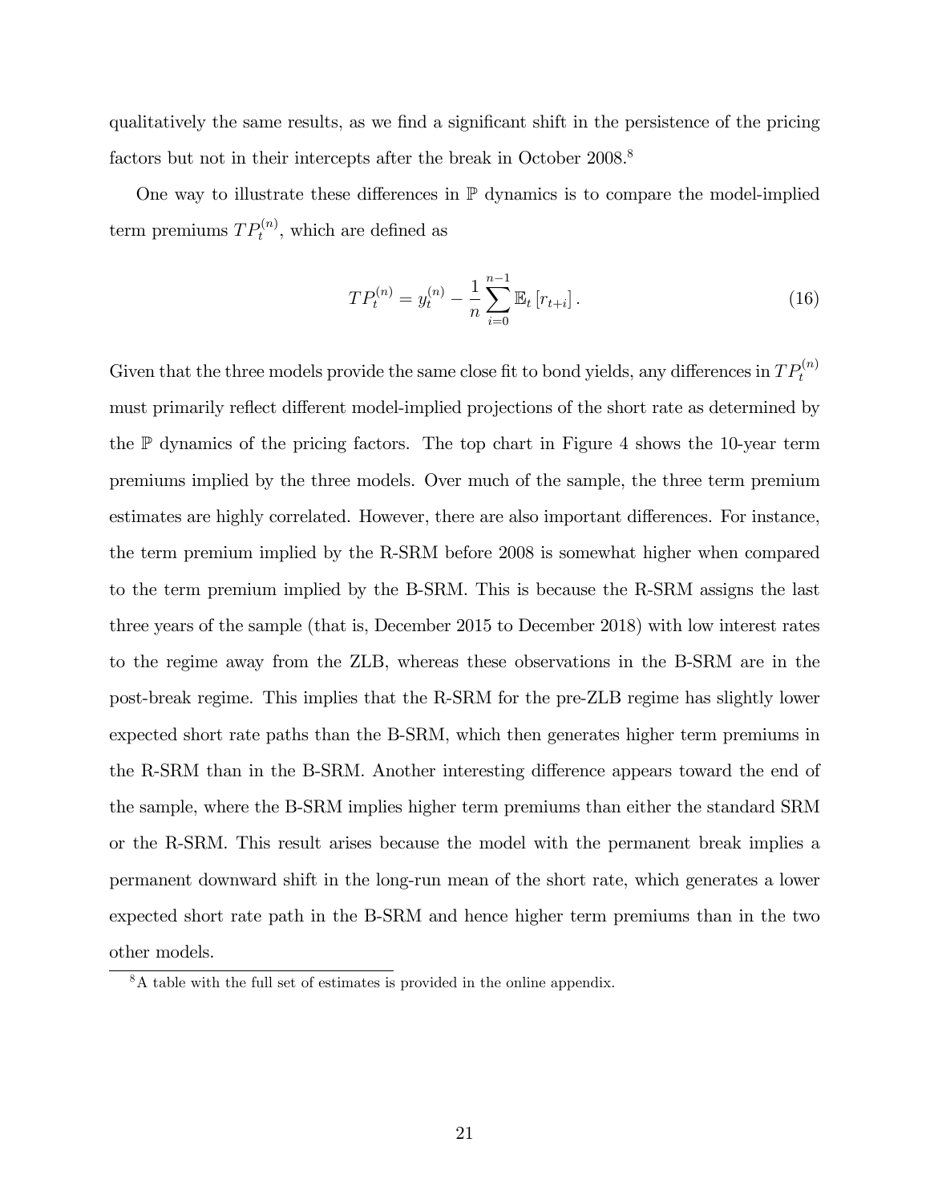qualitatively the same results, as we find a significant shift in the persistence of the pricing factors but not in their intercepts after the break in October 2008.[8]

One way to illustrate these differences in $\mathbb{P}$ dynamics is to compare the model-implied term premiums $TP_t^{(n)}$, which are defined as

$$TP_t^{(n)} = y_t^{(n)} - \frac{1}{n}\sum_{i=0}^{n-1}\mathbb{E}_t\left[r_{t+i}\right]. \tag{16}$$

Given that the three models provide the same close fit to bond yields, any differences in $TP_t^{(n)}$ must primarily reflect different model-implied projections of the short rate as determined by the $\mathbb{P}$ dynamics of the pricing factors. The top chart in Figure 4 shows the 10-year term premiums implied by the three models. Over much of the sample, the three term premium estimates are highly correlated. However, there are also important differences. For instance, the term premium implied by the R-SRM before 2008 is somewhat higher when compared to the term premium implied by the B-SRM. This is because the R-SRM assigns the last three years of the sample (that is, December 2015 to December 2018) with low interest rates to the regime away from the ZLB, whereas these observations in the B-SRM are in the post-break regime. This implies that the R-SRM for the pre-ZLB regime has slightly lower expected short rate paths than the B-SRM, which then generates higher term premiums in the R-SRM than in the B-SRM. Another interesting difference appears toward the end of the sample, where the B-SRM implies higher term premiums than either the standard SRM or the R-SRM. This result arises because the model with the permanent break implies a permanent downward shift in the long-run mean of the short rate, which generates a lower expected short rate path in the B-SRM and hence higher term premiums than in the two other models.

[8] A table with the full set of estimates is provided in the online appendix.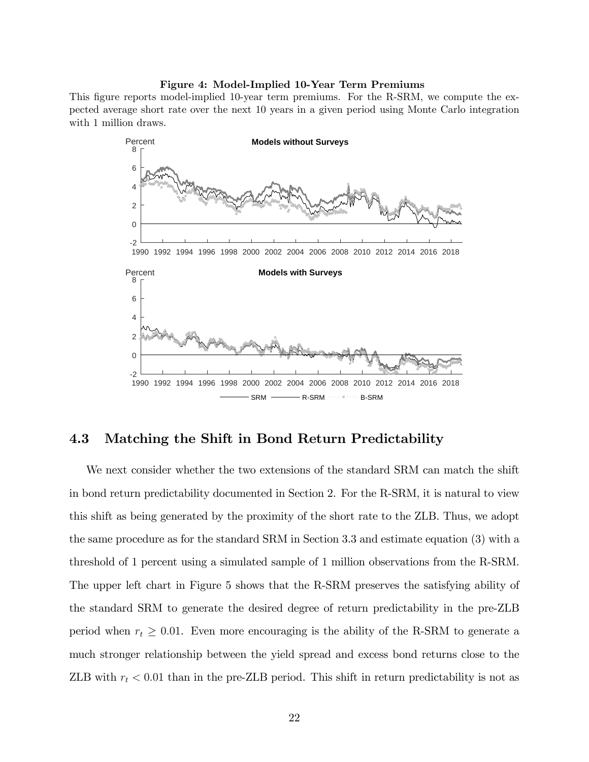**Figure 4: Model-Implied 10-Year Term Premiums**

This figure reports model-implied 10-year term premiums. For the R-SRM, we compute the expected average short rate over the next 10 years in a given period using Monte Carlo integration with 1 million draws.

## 4.3 Matching the Shift in Bond Return Predictability

We next consider whether the two extensions of the standard SRM can match the shift in bond return predictability documented in Section 2. For the R-SRM, it is natural to view this shift as being generated by the proximity of the short rate to the ZLB. Thus, we adopt the same procedure as for the standard SRM in Section 3.3 and estimate equation (3) with a threshold of 1 percent using a simulated sample of 1 million observations from the R-SRM. The upper left chart in Figure 5 shows that the R-SRM preserves the satisfying ability of the standard SRM to generate the desired degree of return predictability in the pre-ZLB period when $r_t \geq 0.01$. Even more encouraging is the ability of the R-SRM to generate a much stronger relationship between the yield spread and excess bond returns close to the ZLB with $r_t < 0.01$ than in the pre-ZLB period. This shift in return predictability is not as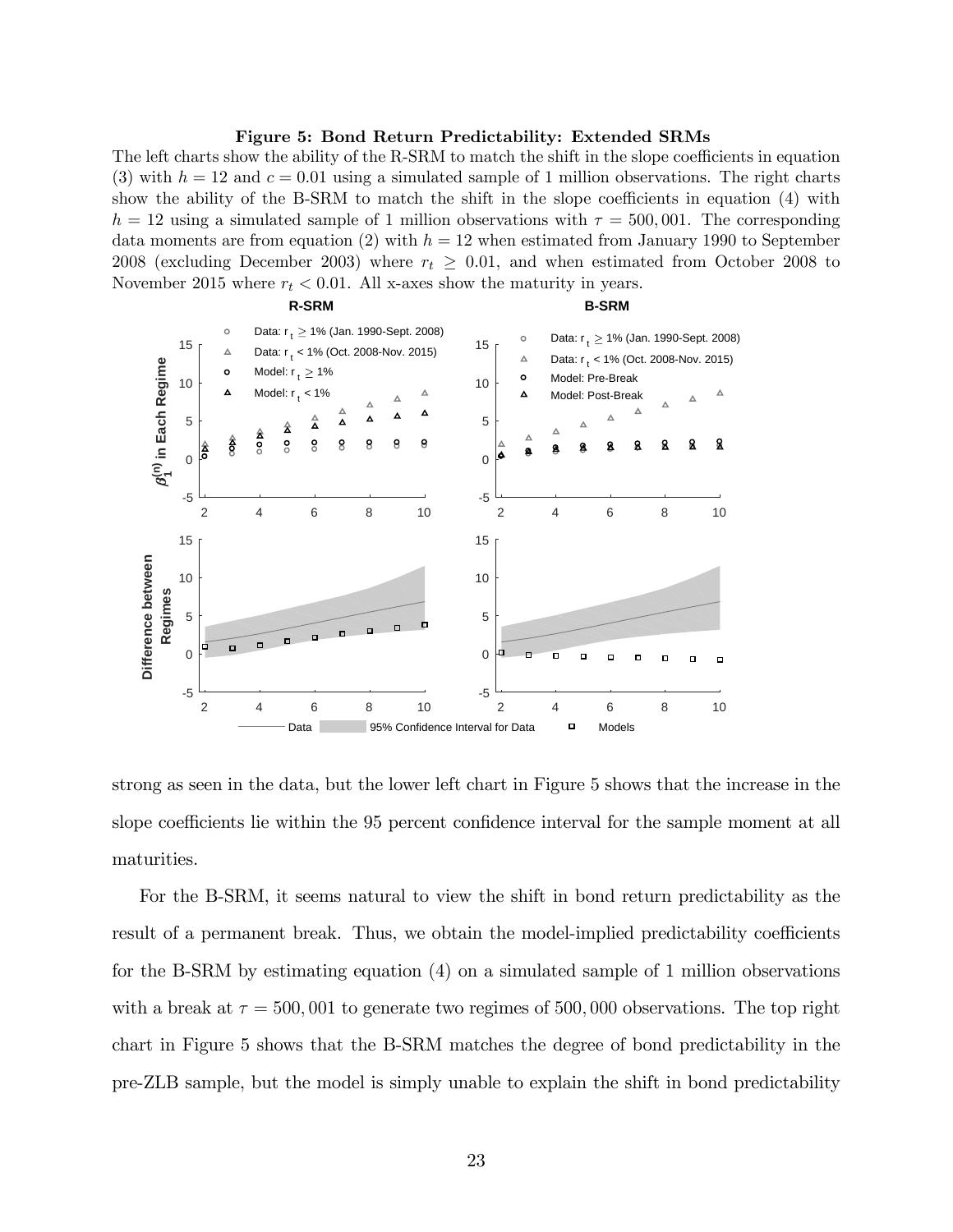**Figure 5: Bond Return Predictability: Extended SRMs**

The left charts show the ability of the R-SRM to match the shift in the slope coefficients in equation (3) with $h = 12$ and $c = 0.01$ using a simulated sample of 1 million observations. The right charts show the ability of the B-SRM to match the shift in the slope coefficients in equation (4) with $h = 12$ using a simulated sample of 1 million observations with $\tau = 500,001$. The corresponding data moments are from equation (2) with $h = 12$ when estimated from January 1990 to September 2008 (excluding December 2003) where $r_t \geq 0.01$, and when estimated from October 2008 to November 2015 where $r_t < 0.01$. All x-axes show the maturity in years.

strong as seen in the data, but the lower left chart in Figure 5 shows that the increase in the slope coefficients lie within the 95 percent confidence interval for the sample moment at all maturities.

For the B-SRM, it seems natural to view the shift in bond return predictability as the result of a permanent break. Thus, we obtain the model-implied predictability coefficients for the B-SRM by estimating equation (4) on a simulated sample of 1 million observations with a break at $\tau = 500,001$ to generate two regimes of 500,000 observations. The top right chart in Figure 5 shows that the B-SRM matches the degree of bond predictability in the pre-ZLB sample, but the model is simply unable to explain the shift in bond predictability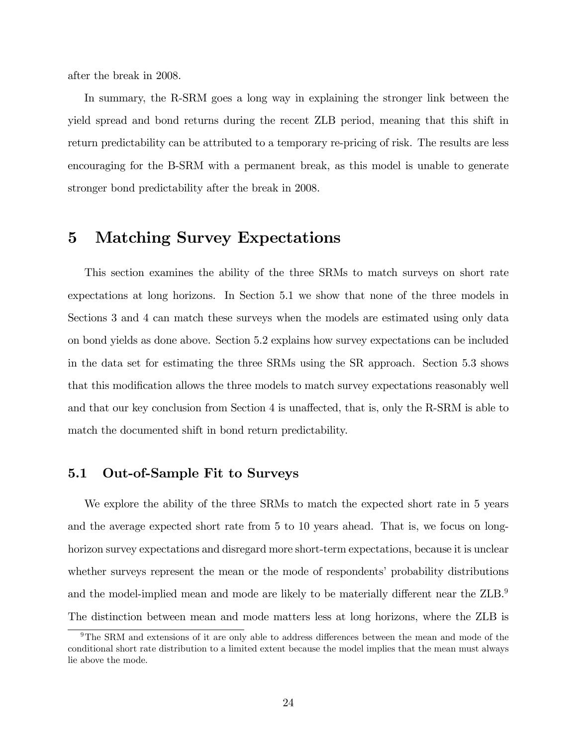after the break in 2008.

In summary, the R-SRM goes a long way in explaining the stronger link between the yield spread and bond returns during the recent ZLB period, meaning that this shift in return predictability can be attributed to a temporary re-pricing of risk. The results are less encouraging for the B-SRM with a permanent break, as this model is unable to generate stronger bond predictability after the break in 2008.

# 5 Matching Survey Expectations

This section examines the ability of the three SRMs to match surveys on short rate expectations at long horizons. In Section 5.1 we show that none of the three models in Sections 3 and 4 can match these surveys when the models are estimated using only data on bond yields as done above. Section 5.2 explains how survey expectations can be included in the data set for estimating the three SRMs using the SR approach. Section 5.3 shows that this modification allows the three models to match survey expectations reasonably well and that our key conclusion from Section 4 is unaffected, that is, only the R-SRM is able to match the documented shift in bond return predictability.

## 5.1 Out-of-Sample Fit to Surveys

We explore the ability of the three SRMs to match the expected short rate in 5 years and the average expected short rate from 5 to 10 years ahead. That is, we focus on long-horizon survey expectations and disregard more short-term expectations, because it is unclear whether surveys represent the mean or the mode of respondents' probability distributions and the model-implied mean and mode are likely to be materially different near the ZLB.[9] The distinction between mean and mode matters less at long horizons, where the ZLB is

[9] The SRM and extensions of it are only able to address differences between the mean and mode of the conditional short rate distribution to a limited extent because the model implies that the mean must always lie above the mode.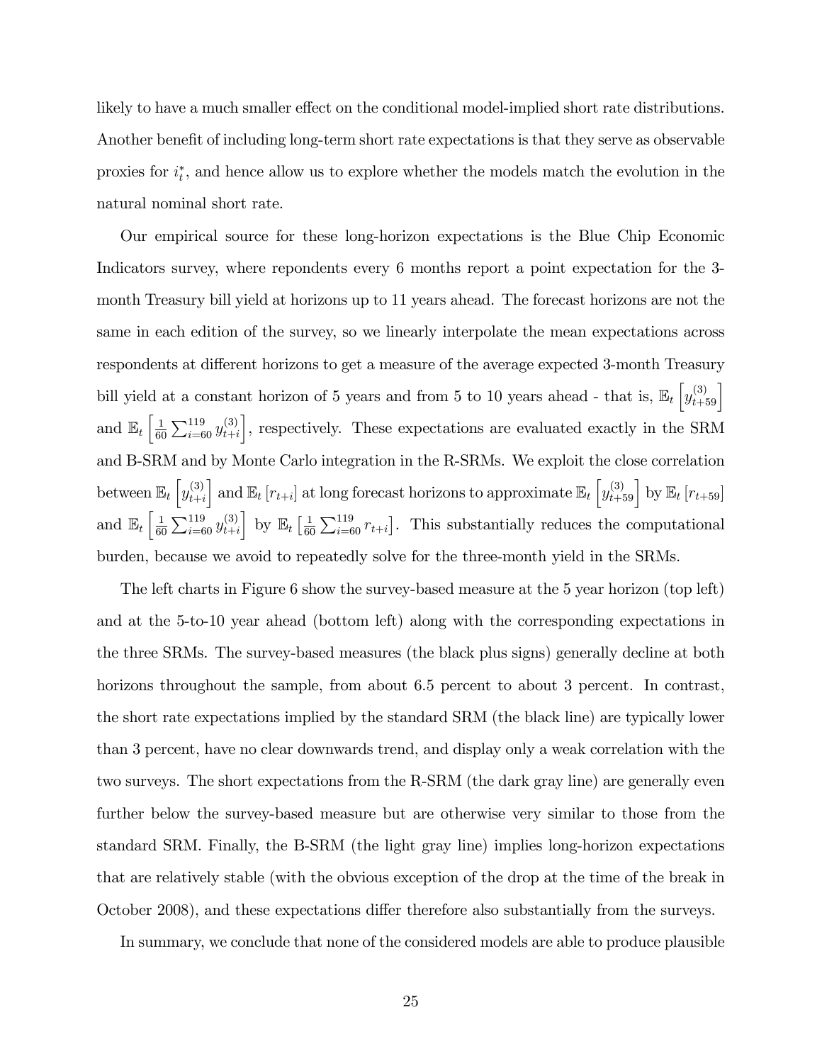likely to have a much smaller effect on the conditional model-implied short rate distributions. Another benefit of including long-term short rate expectations is that they serve as observable proxies for $i_t^*$, and hence allow us to explore whether the models match the evolution in the natural nominal short rate.

Our empirical source for these long-horizon expectations is the Blue Chip Economic Indicators survey, where repondents every 6 months report a point expectation for the 3-month Treasury bill yield at horizons up to 11 years ahead. The forecast horizons are not the same in each edition of the survey, so we linearly interpolate the mean expectations across respondents at different horizons to get a measure of the average expected 3-month Treasury bill yield at a constant horizon of 5 years and from 5 to 10 years ahead - that is, $\mathbb{E}_t\left[y_{t+59}^{(3)}\right]$ and $\mathbb{E}_t\left[\frac{1}{60}\sum_{i=60}^{119} y_{t+i}^{(3)}\right]$, respectively. These expectations are evaluated exactly in the SRM and B-SRM and by Monte Carlo integration in the R-SRMs. We exploit the close correlation between $\mathbb{E}_t\left[y_{t+i}^{(3)}\right]$ and $\mathbb{E}_t\left[r_{t+i}\right]$ at long forecast horizons to approximate $\mathbb{E}_t\left[y_{t+59}^{(3)}\right]$ by $\mathbb{E}_t\left[r_{t+59}\right]$ and $\mathbb{E}_t\left[\frac{1}{60}\sum_{i=60}^{119} y_{t+i}^{(3)}\right]$ by $\mathbb{E}_t\left[\frac{1}{60}\sum_{i=60}^{119} r_{t+i}\right]$. This substantially reduces the computational burden, because we avoid to repeatedly solve for the three-month yield in the SRMs.

The left charts in Figure 6 show the survey-based measure at the 5 year horizon (top left) and at the 5-to-10 year ahead (bottom left) along with the corresponding expectations in the three SRMs. The survey-based measures (the black plus signs) generally decline at both horizons throughout the sample, from about 6.5 percent to about 3 percent. In contrast, the short rate expectations implied by the standard SRM (the black line) are typically lower than 3 percent, have no clear downwards trend, and display only a weak correlation with the two surveys. The short expectations from the R-SRM (the dark gray line) are generally even further below the survey-based measure but are otherwise very similar to those from the standard SRM. Finally, the B-SRM (the light gray line) implies long-horizon expectations that are relatively stable (with the obvious exception of the drop at the time of the break in October 2008), and these expectations differ therefore also substantially from the surveys.

In summary, we conclude that none of the considered models are able to produce plausible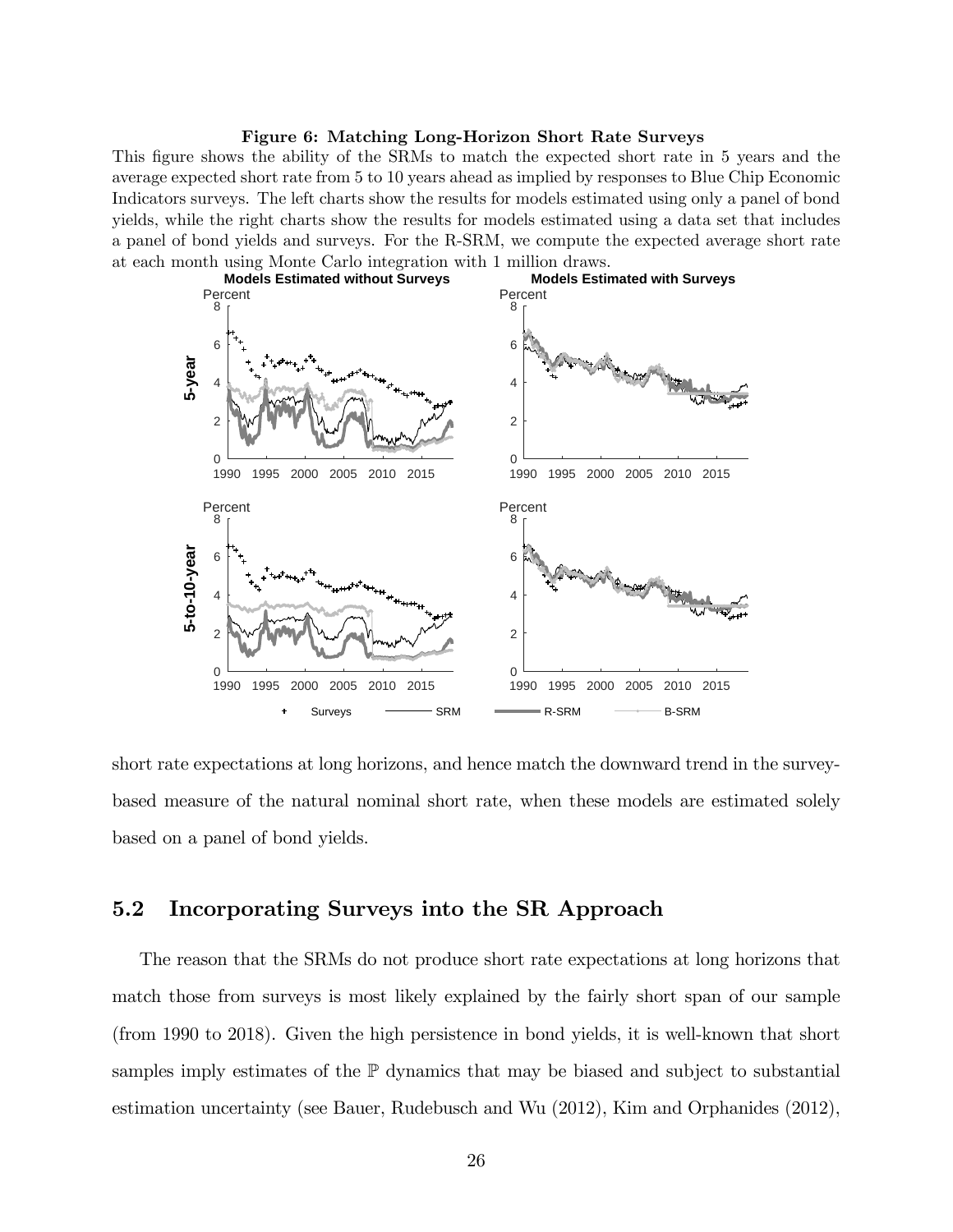**Figure 6: Matching Long-Horizon Short Rate Surveys**

This figure shows the ability of the SRMs to match the expected short rate in 5 years and the average expected short rate from 5 to 10 years ahead as implied by responses to Blue Chip Economic Indicators surveys. The left charts show the results for models estimated using only a panel of bond yields, while the right charts show the results for models estimated using a data set that includes a panel of bond yields and surveys. For the R-SRM, we compute the expected average short rate at each month using Monte Carlo integration with 1 million draws.

short rate expectations at long horizons, and hence match the downward trend in the survey-based measure of the natural nominal short rate, when these models are estimated solely based on a panel of bond yields.

## 5.2 Incorporating Surveys into the SR Approach

The reason that the SRMs do not produce short rate expectations at long horizons that match those from surveys is most likely explained by the fairly short span of our sample (from 1990 to 2018). Given the high persistence in bond yields, it is well-known that short samples imply estimates of the $\mathbb{P}$ dynamics that may be biased and subject to substantial estimation uncertainty (see Bauer, Rudebusch and Wu (2012), Kim and Orphanides (2012),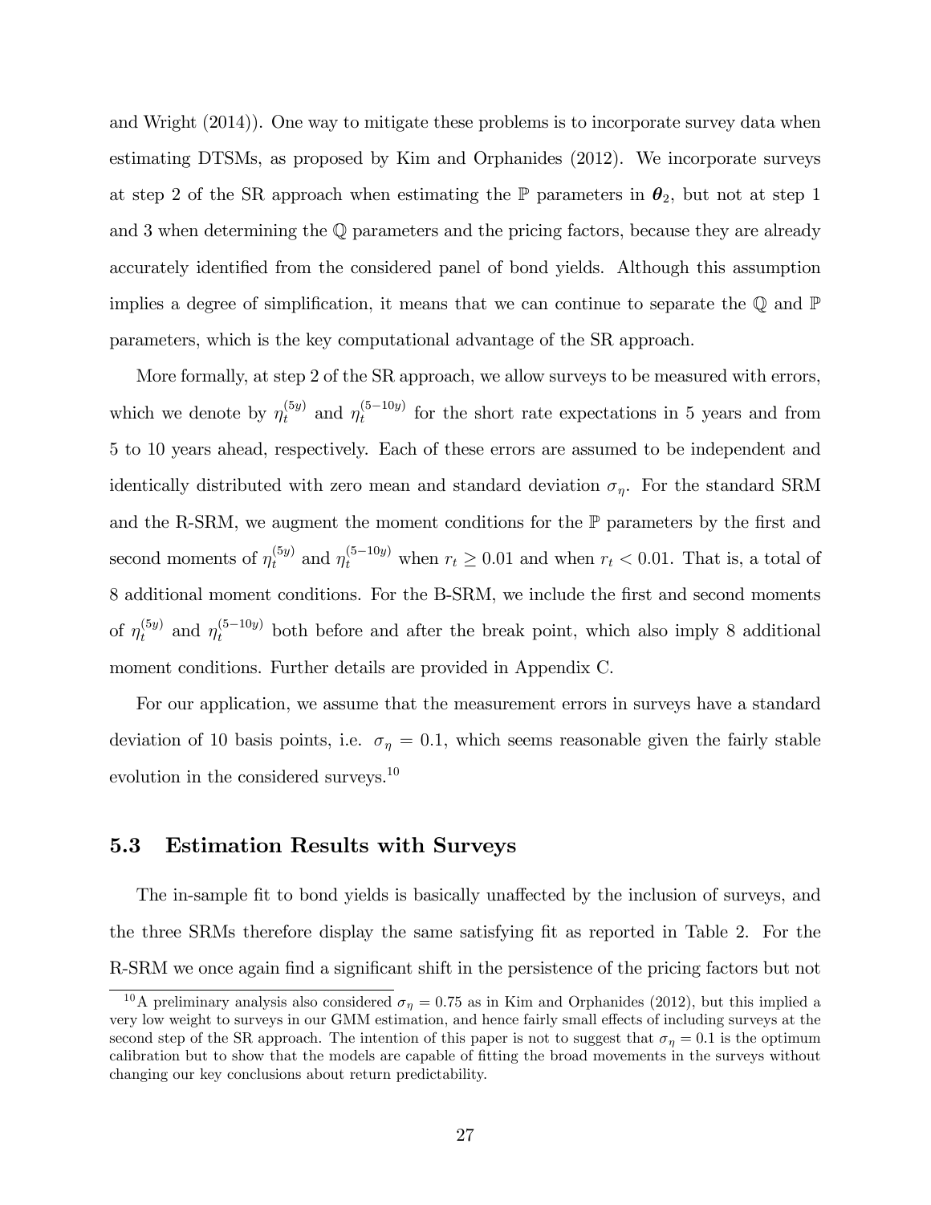and Wright (2014)). One way to mitigate these problems is to incorporate survey data when estimating DTSMs, as proposed by Kim and Orphanides (2012). We incorporate surveys at step 2 of the SR approach when estimating the $\mathbb{P}$ parameters in $\boldsymbol{\theta}_2$, but not at step 1 and 3 when determining the $\mathbb{Q}$ parameters and the pricing factors, because they are already accurately identified from the considered panel of bond yields. Although this assumption implies a degree of simplification, it means that we can continue to separate the $\mathbb{Q}$ and $\mathbb{P}$ parameters, which is the key computational advantage of the SR approach.

More formally, at step 2 of the SR approach, we allow surveys to be measured with errors, which we denote by $\eta_t^{(5y)}$ and $\eta_t^{(5-10y)}$ for the short rate expectations in 5 years and from 5 to 10 years ahead, respectively. Each of these errors are assumed to be independent and identically distributed with zero mean and standard deviation $\sigma_\eta$. For the standard SRM and the R-SRM, we augment the moment conditions for the $\mathbb{P}$ parameters by the first and second moments of $\eta_t^{(5y)}$ and $\eta_t^{(5-10y)}$ when $r_t \geq 0.01$ and when $r_t < 0.01$. That is, a total of 8 additional moment conditions. For the B-SRM, we include the first and second moments of $\eta_t^{(5y)}$ and $\eta_t^{(5-10y)}$ both before and after the break point, which also imply 8 additional moment conditions. Further details are provided in Appendix C.

For our application, we assume that the measurement errors in surveys have a standard deviation of 10 basis points, i.e. $\sigma_\eta = 0.1$, which seems reasonable given the fairly stable evolution in the considered surveys.[10]

## 5.3 Estimation Results with Surveys

The in-sample fit to bond yields is basically unaffected by the inclusion of surveys, and the three SRMs therefore display the same satisfying fit as reported in Table 2. For the R-SRM we once again find a significant shift in the persistence of the pricing factors but not

[10] A preliminary analysis also considered $\sigma_\eta = 0.75$ as in Kim and Orphanides (2012), but this implied a very low weight to surveys in our GMM estimation, and hence fairly small effects of including surveys at the second step of the SR approach. The intention of this paper is not to suggest that $\sigma_\eta = 0.1$ is the optimum calibration but to show that the models are capable of fitting the broad movements in the surveys without changing our key conclusions about return predictability.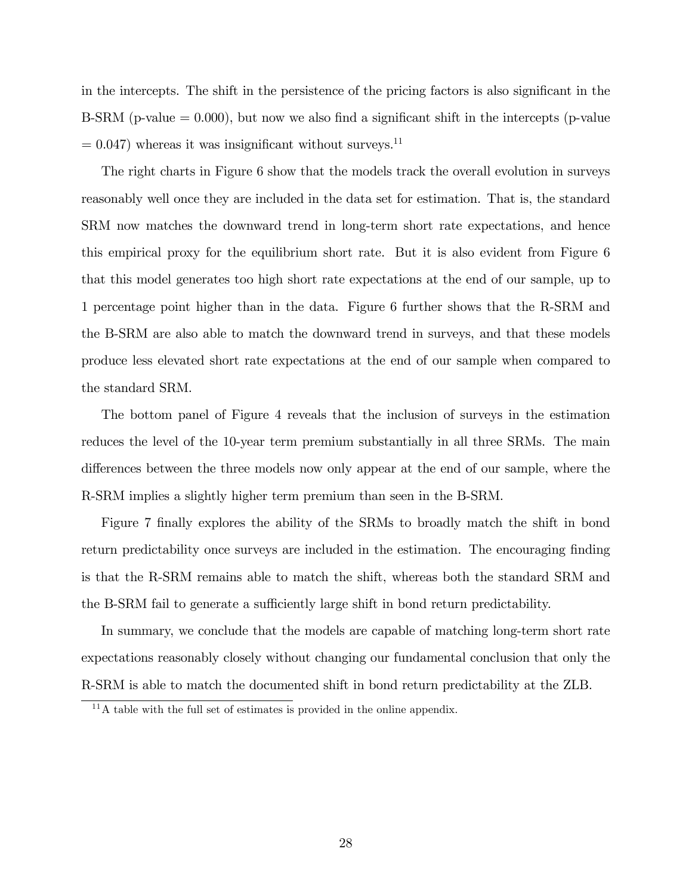in the intercepts. The shift in the persistence of the pricing factors is also significant in the B-SRM (p-value = 0.000), but now we also find a significant shift in the intercepts (p-value = 0.047) whereas it was insignificant without surveys.[11]

The right charts in Figure 6 show that the models track the overall evolution in surveys reasonably well once they are included in the data set for estimation. That is, the standard SRM now matches the downward trend in long-term short rate expectations, and hence this empirical proxy for the equilibrium short rate. But it is also evident from Figure 6 that this model generates too high short rate expectations at the end of our sample, up to 1 percentage point higher than in the data. Figure 6 further shows that the R-SRM and the B-SRM are also able to match the downward trend in surveys, and that these models produce less elevated short rate expectations at the end of our sample when compared to the standard SRM.

The bottom panel of Figure 4 reveals that the inclusion of surveys in the estimation reduces the level of the 10-year term premium substantially in all three SRMs. The main differences between the three models now only appear at the end of our sample, where the R-SRM implies a slightly higher term premium than seen in the B-SRM.

Figure 7 finally explores the ability of the SRMs to broadly match the shift in bond return predictability once surveys are included in the estimation. The encouraging finding is that the R-SRM remains able to match the shift, whereas both the standard SRM and the B-SRM fail to generate a sufficiently large shift in bond return predictability.

In summary, we conclude that the models are capable of matching long-term short rate expectations reasonably closely without changing our fundamental conclusion that only the R-SRM is able to match the documented shift in bond return predictability at the ZLB.

[11] A table with the full set of estimates is provided in the online appendix.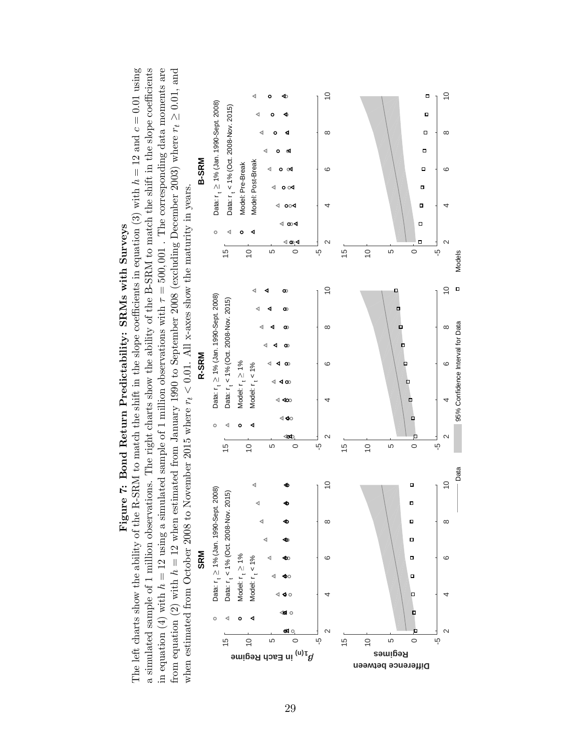**Figure 7: Bond Return Predictability: SRMs with Surveys**

The left charts show the ability of the R-SRM to match the shift in the slope coefficients in equation (3) with $h = 12$ and $c = 0.01$ using a simulated sample of 1 million observations. The right charts show the ability of the B-SRM to match the shift in the slope coefficients in equation (4) with $h = 12$ using a simulated sample of 1 million observations with $\tau = 500,001$. The corresponding data moments are from equation (2) with $h = 12$ when estimated from January 1990 to September 2008 (excluding December 2003) where $r_t \geq 0.01$, and when estimated from October 2008 to November 2015 where $r_t < 0.01$. All x-axes show the maturity in years.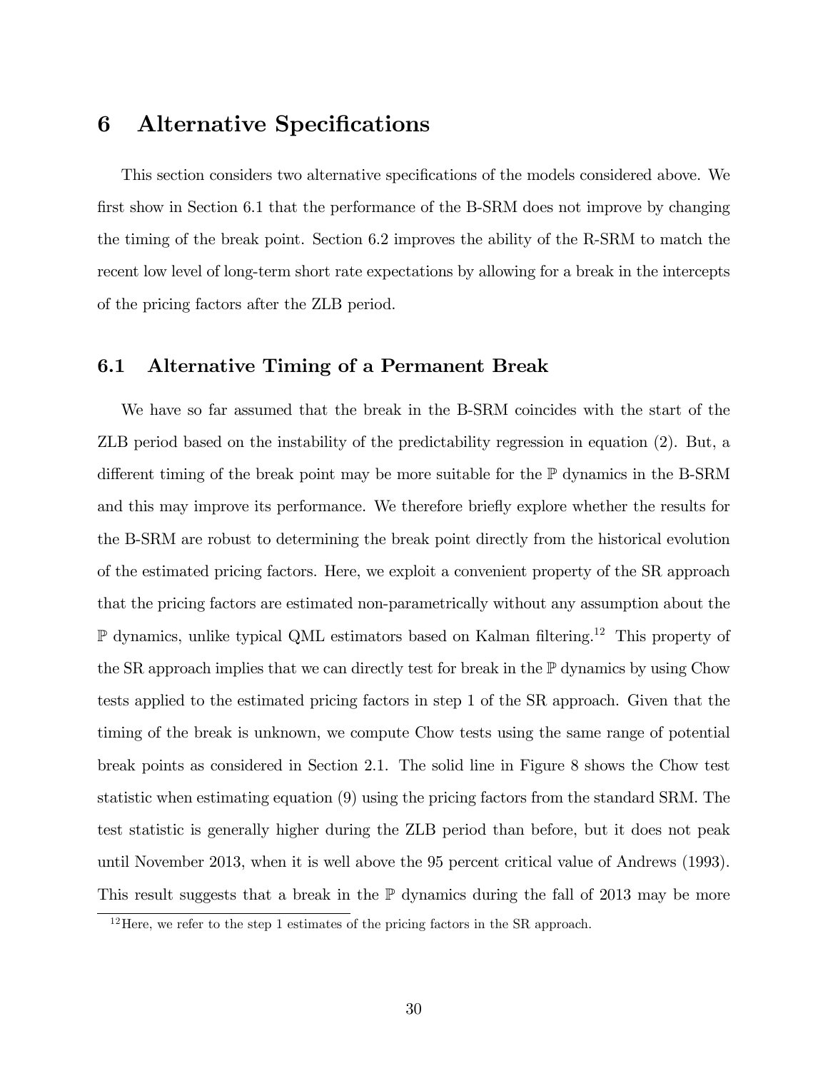# 6 Alternative Specifications

This section considers two alternative specifications of the models considered above. We first show in Section 6.1 that the performance of the B-SRM does not improve by changing the timing of the break point. Section 6.2 improves the ability of the R-SRM to match the recent low level of long-term short rate expectations by allowing for a break in the intercepts of the pricing factors after the ZLB period.

## 6.1 Alternative Timing of a Permanent Break

We have so far assumed that the break in the B-SRM coincides with the start of the ZLB period based on the instability of the predictability regression in equation (2). But, a different timing of the break point may be more suitable for the $\mathbb{P}$ dynamics in the B-SRM and this may improve its performance. We therefore briefly explore whether the results for the B-SRM are robust to determining the break point directly from the historical evolution of the estimated pricing factors. Here, we exploit a convenient property of the SR approach that the pricing factors are estimated non-parametrically without any assumption about the $\mathbb{P}$ dynamics, unlike typical QML estimators based on Kalman filtering.[12] This property of the SR approach implies that we can directly test for break in the $\mathbb{P}$ dynamics by using Chow tests applied to the estimated pricing factors in step 1 of the SR approach. Given that the timing of the break is unknown, we compute Chow tests using the same range of potential break points as considered in Section 2.1. The solid line in Figure 8 shows the Chow test statistic when estimating equation (9) using the pricing factors from the standard SRM. The test statistic is generally higher during the ZLB period than before, but it does not peak until November 2013, when it is well above the 95 percent critical value of Andrews (1993). This result suggests that a break in the $\mathbb{P}$ dynamics during the fall of 2013 may be more

[12] Here, we refer to the step 1 estimates of the pricing factors in the SR approach.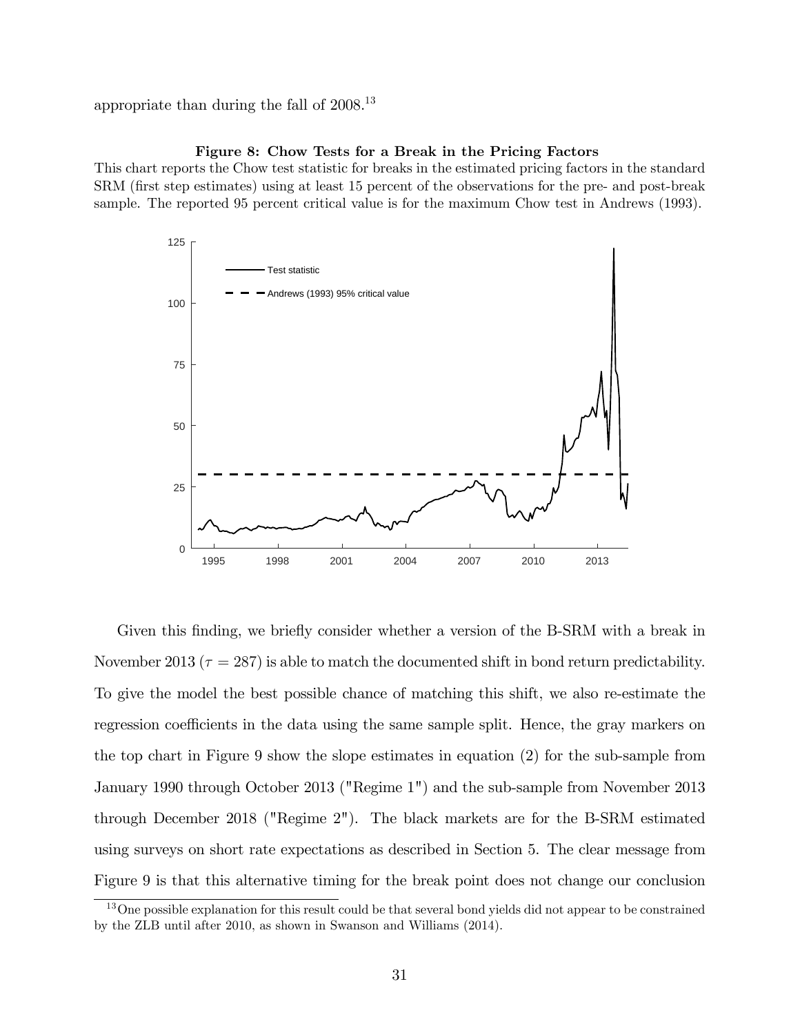appropriate than during the fall of 2008.[13]

**Figure 8: Chow Tests for a Break in the Pricing Factors**

This chart reports the Chow test statistic for breaks in the estimated pricing factors in the standard SRM (first step estimates) using at least 15 percent of the observations for the pre- and post-break sample. The reported 95 percent critical value is for the maximum Chow test in Andrews (1993).

Given this finding, we briefly consider whether a version of the B-SRM with a break in November 2013 ($\tau = 287$) is able to match the documented shift in bond return predictability. To give the model the best possible chance of matching this shift, we also re-estimate the regression coefficients in the data using the same sample split. Hence, the gray markers on the top chart in Figure 9 show the slope estimates in equation (2) for the sub-sample from January 1990 through October 2013 ("Regime 1") and the sub-sample from November 2013 through December 2018 ("Regime 2"). The black markets are for the B-SRM estimated using surveys on short rate expectations as described in Section 5. The clear message from Figure 9 is that this alternative timing for the break point does not change our conclusion

[13] One possible explanation for this result could be that several bond yields did not appear to be constrained by the ZLB until after 2010, as shown in Swanson and Williams (2014).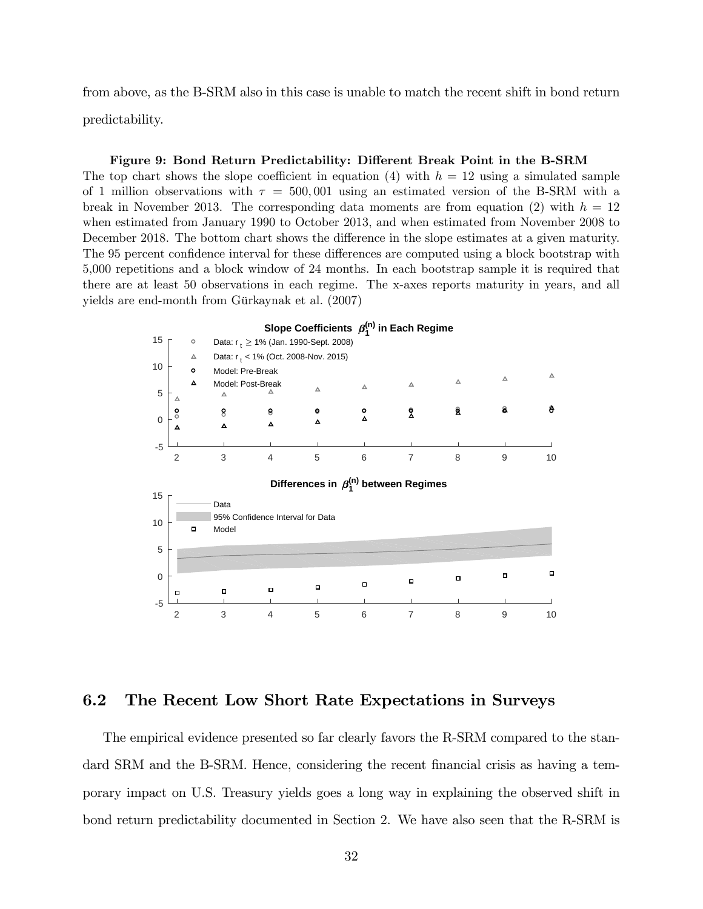from above, as the B-SRM also in this case is unable to match the recent shift in bond return predictability.

**Figure 9: Bond Return Predictability: Different Break Point in the B-SRM**

The top chart shows the slope coefficient in equation (4) with $h = 12$ using a simulated sample of 1 million observations with $\tau = 500,001$ using an estimated version of the B-SRM with a break in November 2013. The corresponding data moments are from equation (2) with $h = 12$ when estimated from January 1990 to October 2013, and when estimated from November 2008 to December 2018. The bottom chart shows the difference in the slope estimates at a given maturity. The 95 percent confidence interval for these differences are computed using a block bootstrap with 5,000 repetitions and a block window of 24 months. In each bootstrap sample it is required that there are at least 50 observations in each regime. The x-axes reports maturity in years, and all yields are end-month from Gürkaynak et al. (2007)

## 6.2 The Recent Low Short Rate Expectations in Surveys

The empirical evidence presented so far clearly favors the R-SRM compared to the standard SRM and the B-SRM. Hence, considering the recent financial crisis as having a temporary impact on U.S. Treasury yields goes a long way in explaining the observed shift in bond return predictability documented in Section 2. We have also seen that the R-SRM is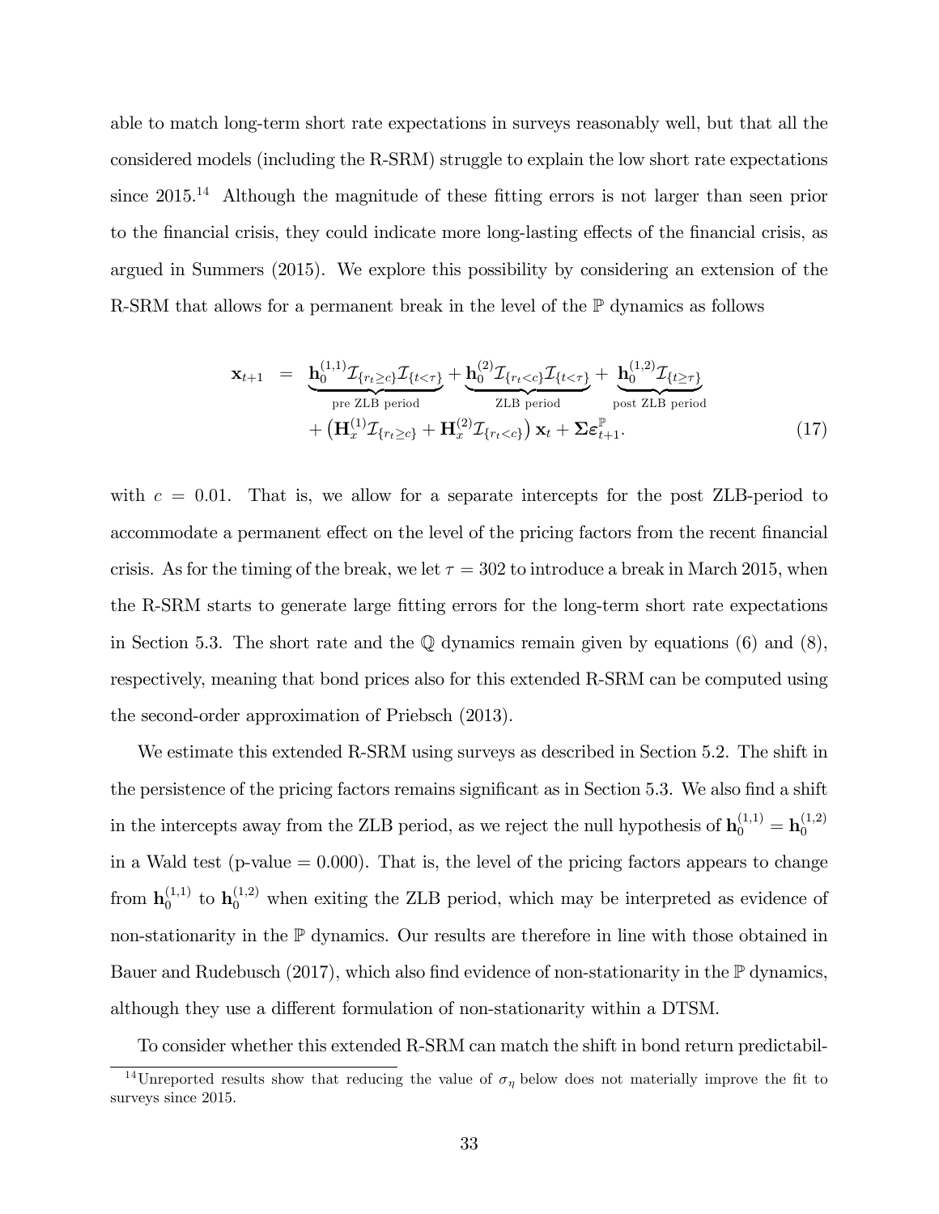able to match long-term short rate expectations in surveys reasonably well, but that all the considered models (including the R-SRM) struggle to explain the low short rate expectations since 2015.[14] Although the magnitude of these fitting errors is not larger than seen prior to the financial crisis, they could indicate more long-lasting effects of the financial crisis, as argued in Summers (2015). We explore this possibility by considering an extension of the R-SRM that allows for a permanent break in the level of the $\mathbb{P}$ dynamics as follows

$$
\begin{aligned}
\mathbf{x}_{t+1} &= \underbrace{\mathbf{h}_0^{(1,1)}\mathcal{I}_{\{r_t \geq c\}}\mathcal{I}_{\{t<\tau\}}}_{\text{pre ZLB period}} + \underbrace{\mathbf{h}_0^{(2)}\mathcal{I}_{\{r_t < c\}}\mathcal{I}_{\{t<\tau\}}}_{\text{ZLB period}} + \underbrace{\mathbf{h}_0^{(1,2)}\mathcal{I}_{\{t\geq\tau\}}}_{\text{post ZLB period}} \\
&\quad + \left(\mathbf{H}_x^{(1)}\mathcal{I}_{\{r_t \geq c\}} + \mathbf{H}_x^{(2)}\mathcal{I}_{\{r_t < c\}}\right)\mathbf{x}_t + \boldsymbol{\Sigma}\boldsymbol{\varepsilon}_{t+1}^{\mathbb{P}}. \qquad (17)
\end{aligned}
$$

with $c = 0.01$. That is, we allow for a separate intercepts for the post ZLB-period to accommodate a permanent effect on the level of the pricing factors from the recent financial crisis. As for the timing of the break, we let $\tau = 302$ to introduce a break in March 2015, when the R-SRM starts to generate large fitting errors for the long-term short rate expectations in Section 5.3. The short rate and the $\mathbb{Q}$ dynamics remain given by equations (6) and (8), respectively, meaning that bond prices also for this extended R-SRM can be computed using the second-order approximation of Priebsch (2013).

We estimate this extended R-SRM using surveys as described in Section 5.2. The shift in the persistence of the pricing factors remains significant as in Section 5.3. We also find a shift in the intercepts away from the ZLB period, as we reject the null hypothesis of $\mathbf{h}_0^{(1,1)} = \mathbf{h}_0^{(1,2)}$ in a Wald test (p-value = 0.000). That is, the level of the pricing factors appears to change from $\mathbf{h}_0^{(1,1)}$ to $\mathbf{h}_0^{(1,2)}$ when exiting the ZLB period, which may be interpreted as evidence of non-stationarity in the $\mathbb{P}$ dynamics. Our results are therefore in line with those obtained in Bauer and Rudebusch (2017), which also find evidence of non-stationarity in the $\mathbb{P}$ dynamics, although they use a different formulation of non-stationarity within a DTSM.

To consider whether this extended R-SRM can match the shift in bond return predictabil-

[14] Unreported results show that reducing the value of $\sigma_\eta$ below does not materially improve the fit to surveys since 2015.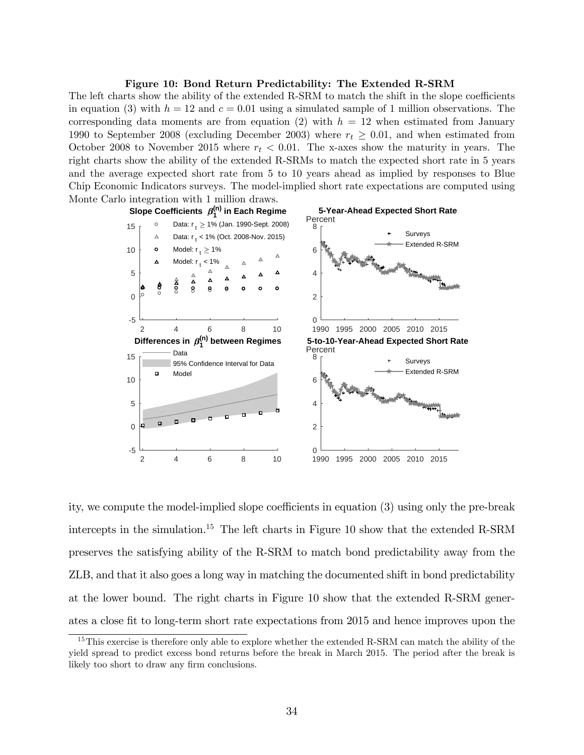**Figure 10: Bond Return Predictability: The Extended R-SRM**

The left charts show the ability of the extended R-SRM to match the shift in the slope coefficients in equation (3) with $h = 12$ and $c = 0.01$ using a simulated sample of 1 million observations. The corresponding data moments are from equation (2) with $h = 12$ when estimated from January 1990 to September 2008 (excluding December 2003) where $r_t \geq 0.01$, and when estimated from October 2008 to November 2015 where $r_t < 0.01$. The x-axes show the maturity in years. The right charts show the ability of the extended R-SRMs to match the expected short rate in 5 years and the average expected short rate from 5 to 10 years ahead as implied by responses to Blue Chip Economic Indicators surveys. The model-implied short rate expectations are computed using Monte Carlo integration with 1 million draws.

ity, we compute the model-implied slope coefficients in equation (3) using only the pre-break intercepts in the simulation.[15] The left charts in Figure 10 show that the extended R-SRM preserves the satisfying ability of the R-SRM to match bond predictability away from the ZLB, and that it also goes a long way in matching the documented shift in bond predictability at the lower bound. The right charts in Figure 10 show that the extended R-SRM generates a close fit to long-term short rate expectations from 2015 and hence improves upon the

[15] This exercise is therefore only able to explore whether the extended R-SRM can match the ability of the yield spread to predict excess bond returns before the break in March 2015. The period after the break is likely too short to draw any firm conclusions.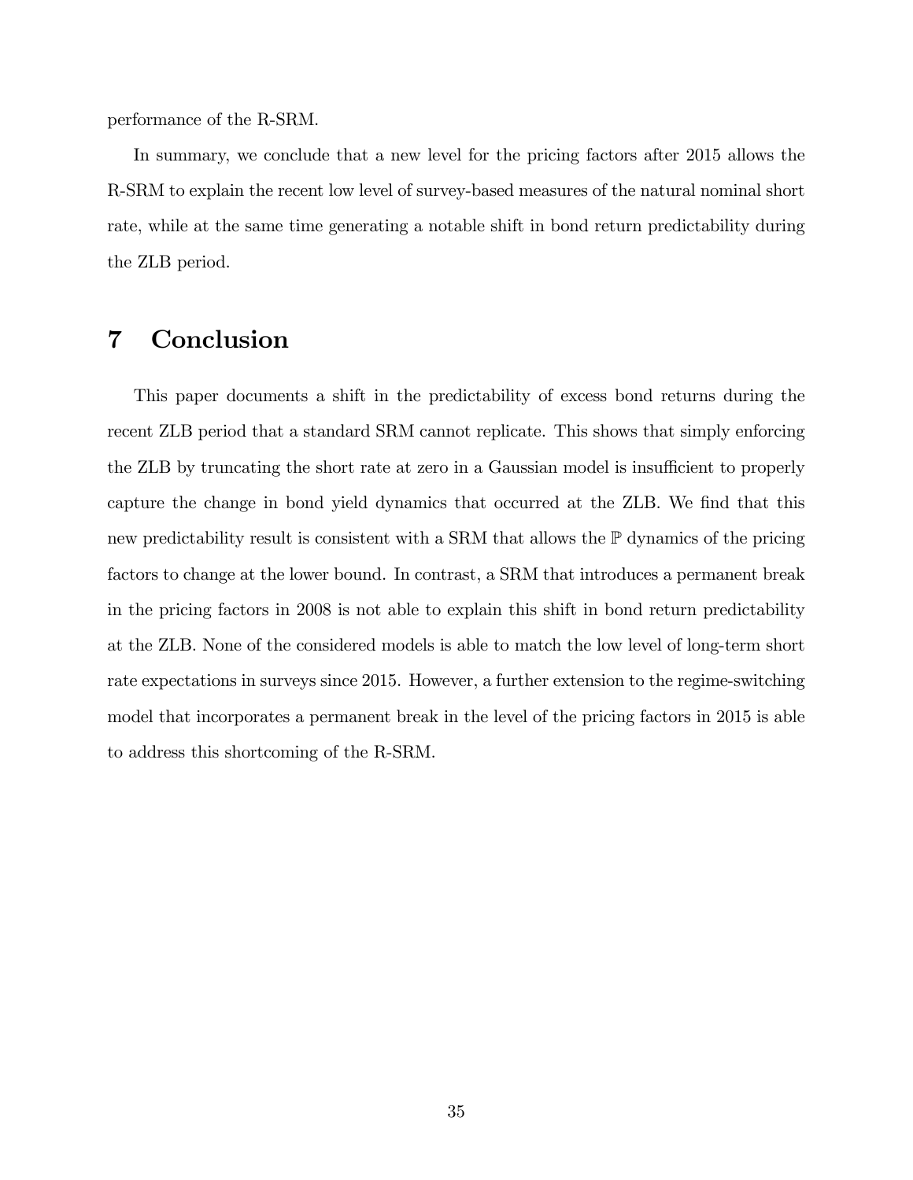performance of the R-SRM.

In summary, we conclude that a new level for the pricing factors after 2015 allows the R-SRM to explain the recent low level of survey-based measures of the natural nominal short rate, while at the same time generating a notable shift in bond return predictability during the ZLB period.

# 7 Conclusion

This paper documents a shift in the predictability of excess bond returns during the recent ZLB period that a standard SRM cannot replicate. This shows that simply enforcing the ZLB by truncating the short rate at zero in a Gaussian model is insufficient to properly capture the change in bond yield dynamics that occurred at the ZLB. We find that this new predictability result is consistent with a SRM that allows the $\mathbb{P}$ dynamics of the pricing factors to change at the lower bound. In contrast, a SRM that introduces a permanent break in the pricing factors in 2008 is not able to explain this shift in bond return predictability at the ZLB. None of the considered models is able to match the low level of long-term short rate expectations in surveys since 2015. However, a further extension to the regime-switching model that incorporates a permanent break in the level of the pricing factors in 2015 is able to address this shortcoming of the R-SRM.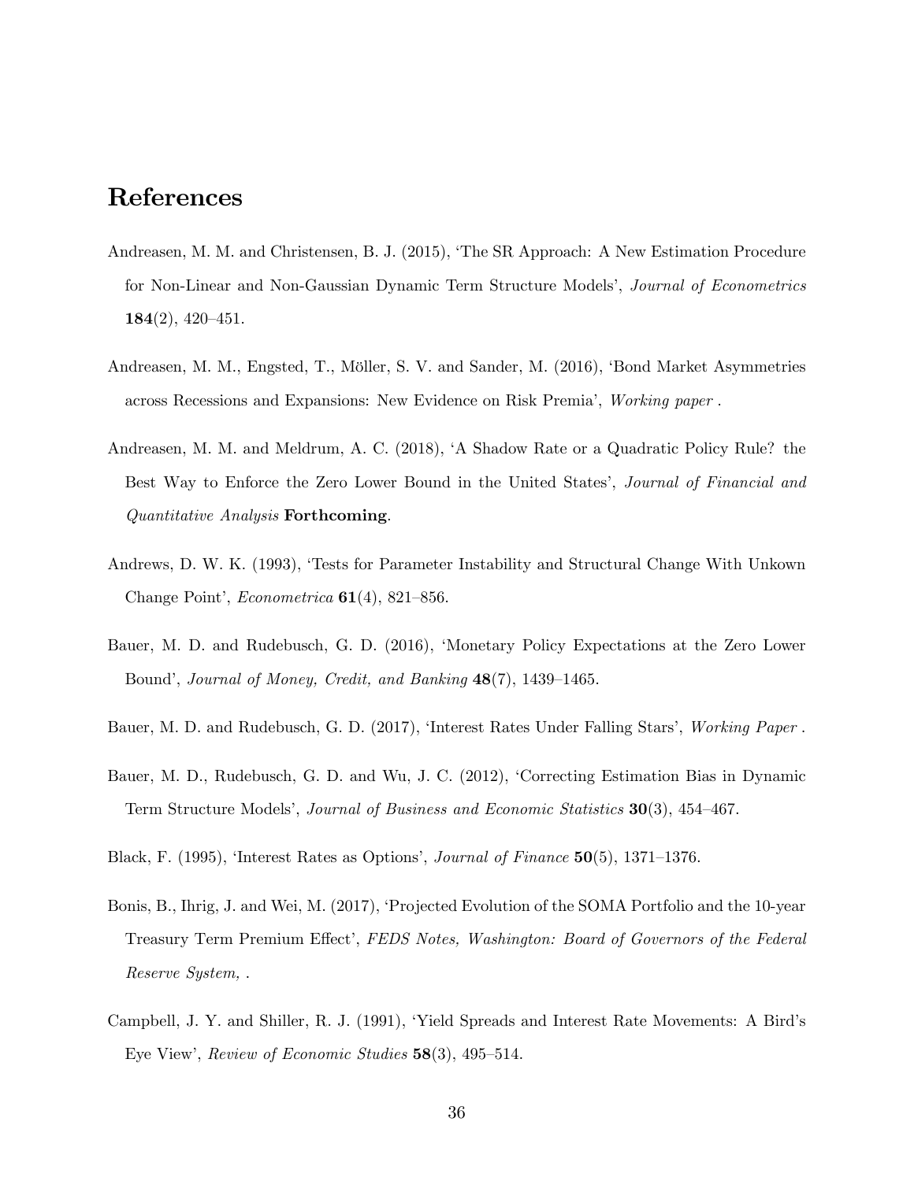# References

Andreasen, M. M. and Christensen, B. J. (2015), 'The SR Approach: A New Estimation Procedure for Non-Linear and Non-Gaussian Dynamic Term Structure Models', *Journal of Econometrics* **184**(2), 420–451.

Andreasen, M. M., Engsted, T., Möller, S. V. and Sander, M. (2016), 'Bond Market Asymmetries across Recessions and Expansions: New Evidence on Risk Premia', *Working paper* .

Andreasen, M. M. and Meldrum, A. C. (2018), 'A Shadow Rate or a Quadratic Policy Rule? the Best Way to Enforce the Zero Lower Bound in the United States', *Journal of Financial and Quantitative Analysis* **Forthcoming**.

Andrews, D. W. K. (1993), 'Tests for Parameter Instability and Structural Change With Unkown Change Point', *Econometrica* **61**(4), 821–856.

Bauer, M. D. and Rudebusch, G. D. (2016), 'Monetary Policy Expectations at the Zero Lower Bound', *Journal of Money, Credit, and Banking* **48**(7), 1439–1465.

Bauer, M. D. and Rudebusch, G. D. (2017), 'Interest Rates Under Falling Stars', *Working Paper* .

Bauer, M. D., Rudebusch, G. D. and Wu, J. C. (2012), 'Correcting Estimation Bias in Dynamic Term Structure Models', *Journal of Business and Economic Statistics* **30**(3), 454–467.

Black, F. (1995), 'Interest Rates as Options', *Journal of Finance* **50**(5), 1371–1376.

Bonis, B., Ihrig, J. and Wei, M. (2017), 'Projected Evolution of the SOMA Portfolio and the 10-year Treasury Term Premium Effect', *FEDS Notes, Washington: Board of Governors of the Federal Reserve System,* .

Campbell, J. Y. and Shiller, R. J. (1991), 'Yield Spreads and Interest Rate Movements: A Bird's Eye View', *Review of Economic Studies* **58**(3), 495–514.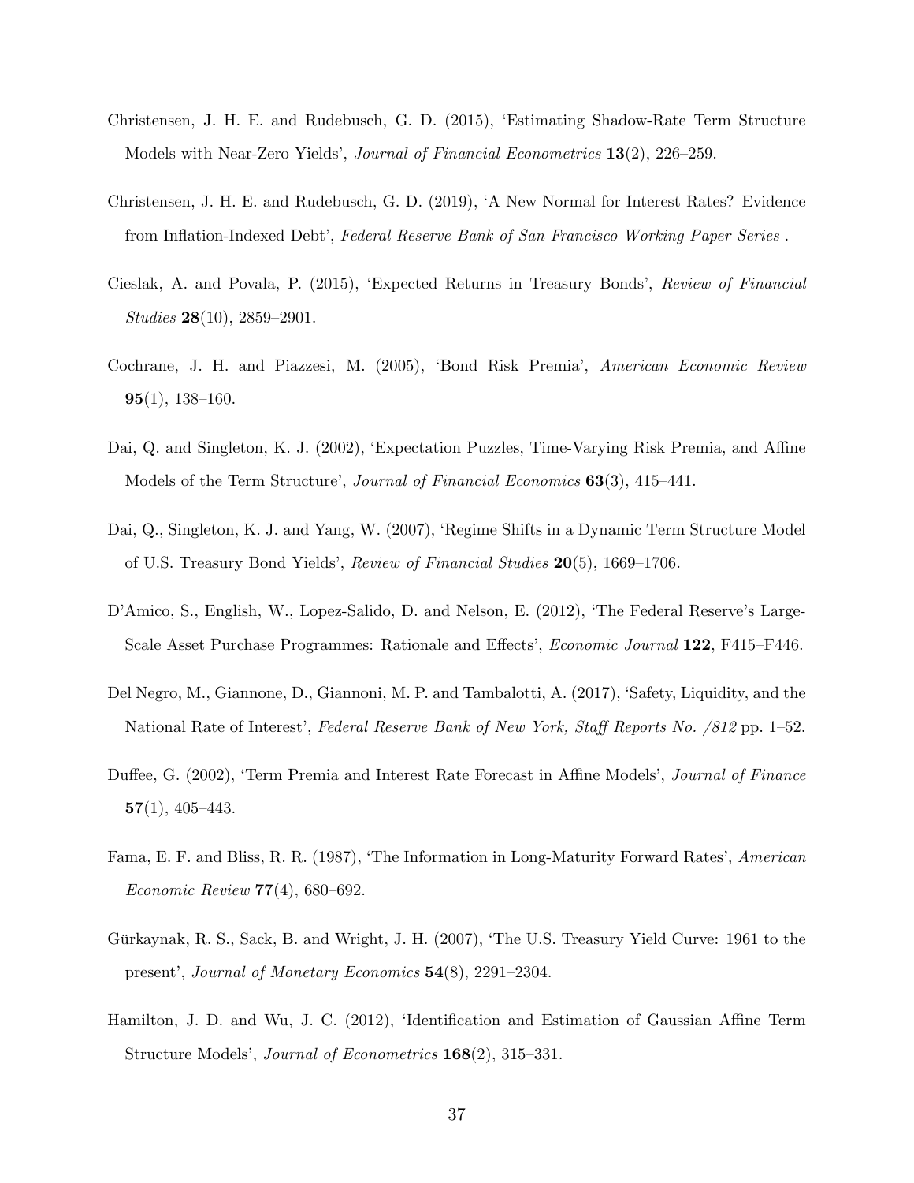Christensen, J. H. E. and Rudebusch, G. D. (2015), 'Estimating Shadow-Rate Term Structure Models with Near-Zero Yields', *Journal of Financial Econometrics* **13**(2), 226–259.

Christensen, J. H. E. and Rudebusch, G. D. (2019), 'A New Normal for Interest Rates? Evidence from Inflation-Indexed Debt', *Federal Reserve Bank of San Francisco Working Paper Series* .

Cieslak, A. and Povala, P. (2015), 'Expected Returns in Treasury Bonds', *Review of Financial Studies* **28**(10), 2859–2901.

Cochrane, J. H. and Piazzesi, M. (2005), 'Bond Risk Premia', *American Economic Review* **95**(1), 138–160.

Dai, Q. and Singleton, K. J. (2002), 'Expectation Puzzles, Time-Varying Risk Premia, and Affine Models of the Term Structure', *Journal of Financial Economics* **63**(3), 415–441.

Dai, Q., Singleton, K. J. and Yang, W. (2007), 'Regime Shifts in a Dynamic Term Structure Model of U.S. Treasury Bond Yields', *Review of Financial Studies* **20**(5), 1669–1706.

D'Amico, S., English, W., Lopez-Salido, D. and Nelson, E. (2012), 'The Federal Reserve's Large-Scale Asset Purchase Programmes: Rationale and Effects', *Economic Journal* **122**, F415–F446.

Del Negro, M., Giannone, D., Giannoni, M. P. and Tambalotti, A. (2017), 'Safety, Liquidity, and the National Rate of Interest', *Federal Reserve Bank of New York, Staff Reports No. /812* pp. 1–52.

Duffee, G. (2002), 'Term Premia and Interest Rate Forecast in Affine Models', *Journal of Finance* **57**(1), 405–443.

Fama, E. F. and Bliss, R. R. (1987), 'The Information in Long-Maturity Forward Rates', *American Economic Review* **77**(4), 680–692.

Gürkaynak, R. S., Sack, B. and Wright, J. H. (2007), 'The U.S. Treasury Yield Curve: 1961 to the present', *Journal of Monetary Economics* **54**(8), 2291–2304.

Hamilton, J. D. and Wu, J. C. (2012), 'Identification and Estimation of Gaussian Affine Term Structure Models', *Journal of Econometrics* **168**(2), 315–331.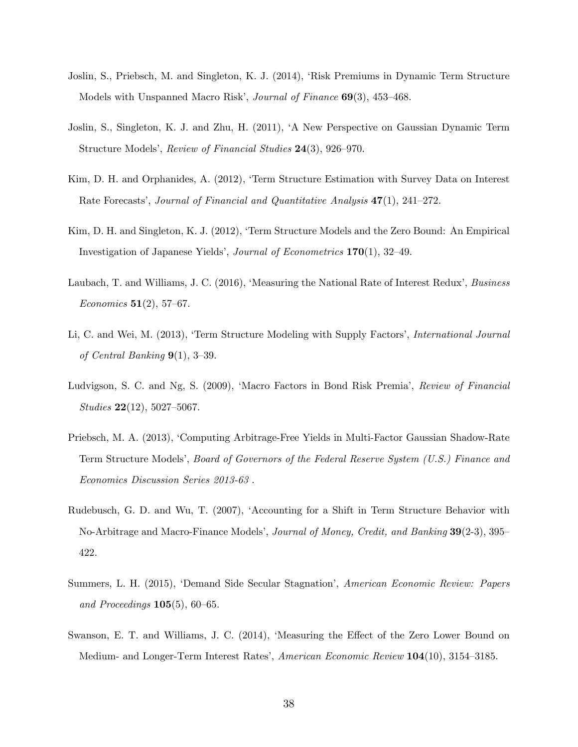Joslin, S., Priebsch, M. and Singleton, K. J. (2014), 'Risk Premiums in Dynamic Term Structure Models with Unspanned Macro Risk', *Journal of Finance* **69**(3), 453–468.

Joslin, S., Singleton, K. J. and Zhu, H. (2011), 'A New Perspective on Gaussian Dynamic Term Structure Models', *Review of Financial Studies* **24**(3), 926–970.

Kim, D. H. and Orphanides, A. (2012), 'Term Structure Estimation with Survey Data on Interest Rate Forecasts', *Journal of Financial and Quantitative Analysis* **47**(1), 241–272.

Kim, D. H. and Singleton, K. J. (2012), 'Term Structure Models and the Zero Bound: An Empirical Investigation of Japanese Yields', *Journal of Econometrics* **170**(1), 32–49.

Laubach, T. and Williams, J. C. (2016), 'Measuring the National Rate of Interest Redux', *Business Economics* **51**(2), 57–67.

Li, C. and Wei, M. (2013), 'Term Structure Modeling with Supply Factors', *International Journal of Central Banking* **9**(1), 3–39.

Ludvigson, S. C. and Ng, S. (2009), 'Macro Factors in Bond Risk Premia', *Review of Financial Studies* **22**(12), 5027–5067.

Priebsch, M. A. (2013), 'Computing Arbitrage-Free Yields in Multi-Factor Gaussian Shadow-Rate Term Structure Models', *Board of Governors of the Federal Reserve System (U.S.) Finance and Economics Discussion Series 2013-63* .

Rudebusch, G. D. and Wu, T. (2007), 'Accounting for a Shift in Term Structure Behavior with No-Arbitrage and Macro-Finance Models', *Journal of Money, Credit, and Banking* **39**(2-3), 395–422.

Summers, L. H. (2015), 'Demand Side Secular Stagnation', *American Economic Review: Papers and Proceedings* **105**(5), 60–65.

Swanson, E. T. and Williams, J. C. (2014), 'Measuring the Effect of the Zero Lower Bound on Medium- and Longer-Term Interest Rates', *American Economic Review* **104**(10), 3154–3185.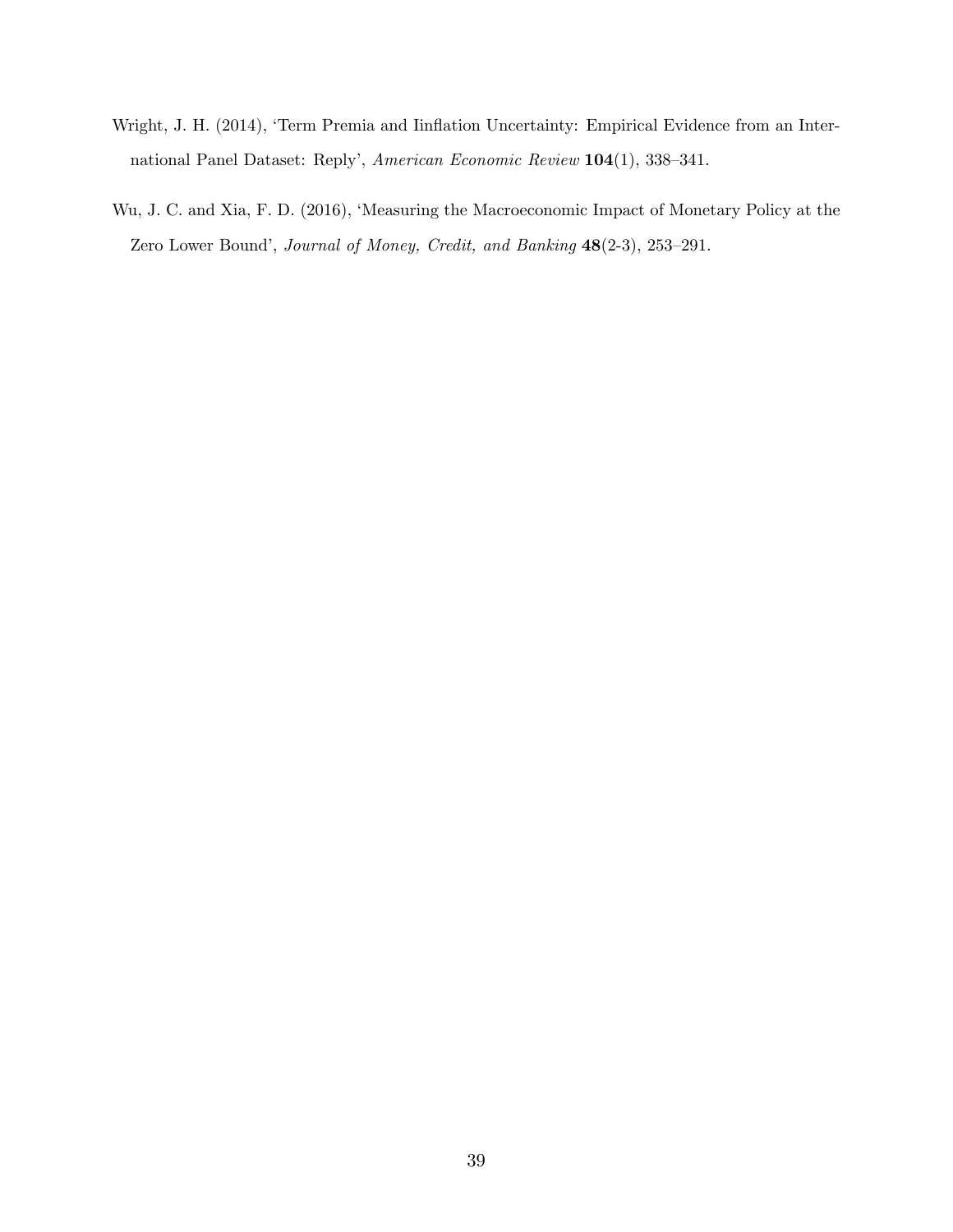Wright, J. H. (2014), 'Term Premia and Iinflation Uncertainty: Empirical Evidence from an International Panel Dataset: Reply', *American Economic Review* **104**(1), 338–341.

Wu, J. C. and Xia, F. D. (2016), 'Measuring the Macroeconomic Impact of Monetary Policy at the Zero Lower Bound', *Journal of Money, Credit, and Banking* **48**(2-3), 253–291.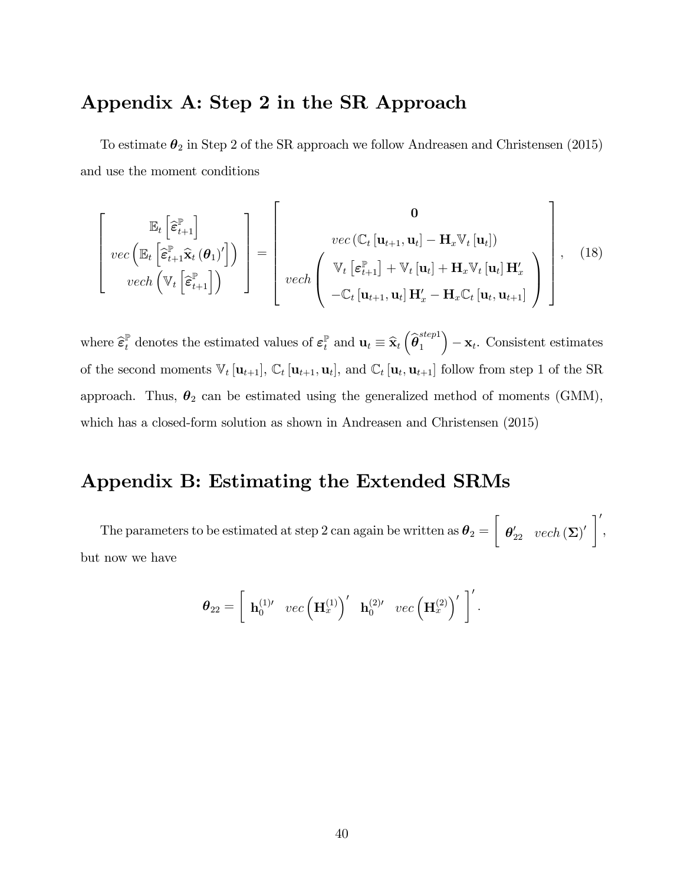# Appendix A: Step 2 in the SR Approach

To estimate $\boldsymbol{\theta}_2$ in Step 2 of the SR approach we follow Andreasen and Christensen (2015) and use the moment conditions

$$
\begin{bmatrix} \mathbb{E}_t\left[\widehat{\boldsymbol{\varepsilon}}^{\mathbb{P}}_{t+1}\right] \\ vec\left(\mathbb{E}_t\left[\widehat{\boldsymbol{\varepsilon}}^{\mathbb{P}}_{t+1}\widehat{\mathbf{x}}_t\left(\boldsymbol{\theta}_1\right)'\right]\right) \\ vech\left(\mathbb{V}_t\left[\widehat{\boldsymbol{\varepsilon}}^{\mathbb{P}}_{t+1}\right]\right) \end{bmatrix} = \begin{bmatrix} \mathbf{0} \\ vec\left(\mathbb{C}_t\left[\mathbf{u}_{t+1},\mathbf{u}_t\right] - \mathbf{H}_x\mathbb{V}_t\left[\mathbf{u}_t\right]\right) \\ vech\begin{pmatrix} \mathbb{V}_t\left[\boldsymbol{\varepsilon}^{\mathbb{P}}_{t+1}\right] + \mathbb{V}_t\left[\mathbf{u}_t\right] + \mathbf{H}_x\mathbb{V}_t\left[\mathbf{u}_t\right]\mathbf{H}_x' \\ -\mathbb{C}_t\left[\mathbf{u}_{t+1},\mathbf{u}_t\right]\mathbf{H}_x' - \mathbf{H}_x\mathbb{C}_t\left[\mathbf{u}_t,\mathbf{u}_{t+1}\right] \end{pmatrix} \end{bmatrix}, \tag{18}
$$

where $\widehat{\boldsymbol{\varepsilon}}^{\mathbb{P}}_t$ denotes the estimated values of $\boldsymbol{\varepsilon}^{\mathbb{P}}_t$ and $\mathbf{u}_t \equiv \widehat{\mathbf{x}}_t\left(\widehat{\boldsymbol{\theta}}_1^{step1}\right) - \mathbf{x}_t$. Consistent estimates of the second moments $\mathbb{V}_t\left[\mathbf{u}_{t+1}\right]$, $\mathbb{C}_t\left[\mathbf{u}_{t+1},\mathbf{u}_t\right]$, and $\mathbb{C}_t\left[\mathbf{u}_t,\mathbf{u}_{t+1}\right]$ follow from step 1 of the SR approach. Thus, $\boldsymbol{\theta}_2$ can be estimated using the generalized method of moments (GMM), which has a closed-form solution as shown in Andreasen and Christensen (2015)

# Appendix B: Estimating the Extended SRMs

The parameters to be estimated at step 2 can again be written as $\boldsymbol{\theta}_2 = \begin{bmatrix} \boldsymbol{\theta}_{22}' & vech\left(\boldsymbol{\Sigma}\right)' \end{bmatrix}'$, but now we have

$$
\boldsymbol{\theta}_{22} = \begin{bmatrix} \mathbf{h}_0^{(1)\prime} & vec\left(\mathbf{H}_x^{(1)}\right)' & \mathbf{h}_0^{(2)\prime} & vec\left(\mathbf{H}_x^{(2)}\right)' \end{bmatrix}'.
$$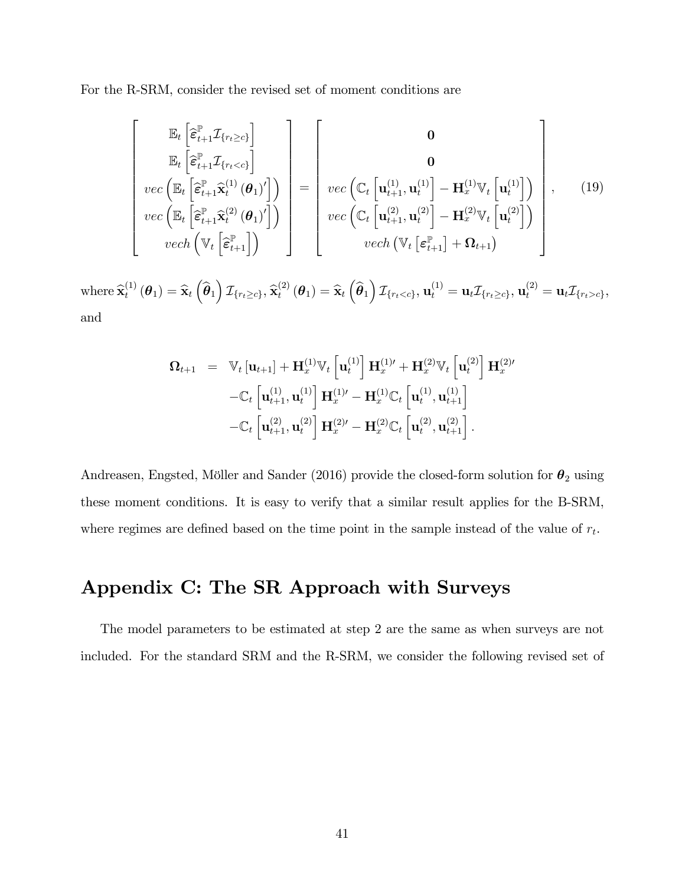For the R-SRM, consider the revised set of moment conditions are

$$
\begin{bmatrix}
\mathbb{E}_t\left[\widehat{\boldsymbol{\varepsilon}}_{t+1}^{\mathbb{P}}\mathcal{I}_{\{r_t\geq c\}}\right] \\
\mathbb{E}_t\left[\widehat{\boldsymbol{\varepsilon}}_{t+1}^{\mathbb{P}}\mathcal{I}_{\{r_t< c\}}\right] \\
vec\left(\mathbb{E}_t\left[\widehat{\boldsymbol{\varepsilon}}_{t+1}^{\mathbb{P}}\widehat{\mathbf{x}}_t^{(1)}\left(\boldsymbol{\theta}_1\right)'\right]\right) \\
vec\left(\mathbb{E}_t\left[\widehat{\boldsymbol{\varepsilon}}_{t+1}^{\mathbb{P}}\widehat{\mathbf{x}}_t^{(2)}\left(\boldsymbol{\theta}_1\right)'\right]\right) \\
vech\left(\mathbb{V}_t\left[\widehat{\boldsymbol{\varepsilon}}_{t+1}^{\mathbb{P}}\right]\right)
\end{bmatrix}
=
\begin{bmatrix}
\mathbf{0} \\
\mathbf{0} \\
vec\left(\mathbb{C}_t\left[\mathbf{u}_{t+1}^{(1)},\mathbf{u}_t^{(1)}\right]-\mathbf{H}_x^{(1)}\mathbb{V}_t\left[\mathbf{u}_t^{(1)}\right]\right) \\
vec\left(\mathbb{C}_t\left[\mathbf{u}_{t+1}^{(2)},\mathbf{u}_t^{(2)}\right]-\mathbf{H}_x^{(2)}\mathbb{V}_t\left[\mathbf{u}_t^{(2)}\right]\right) \\
vech\left(\mathbb{V}_t\left[\boldsymbol{\varepsilon}_{t+1}^{\mathbb{P}}\right]+\boldsymbol{\Omega}_{t+1}\right)
\end{bmatrix}, \qquad (19)
$$

where $\widehat{\mathbf{x}}_t^{(1)}\left(\boldsymbol{\theta}_1\right)=\widehat{\mathbf{x}}_t\left(\widehat{\boldsymbol{\theta}}_1\right)\mathcal{I}_{\{r_t\geq c\}}$, $\widehat{\mathbf{x}}_t^{(2)}\left(\boldsymbol{\theta}_1\right)=\widehat{\mathbf{x}}_t\left(\widehat{\boldsymbol{\theta}}_1\right)\mathcal{I}_{\{r_t< c\}}$, $\mathbf{u}_t^{(1)}=\mathbf{u}_t\mathcal{I}_{\{r_t\geq c\}}$, $\mathbf{u}_t^{(2)}=\mathbf{u}_t\mathcal{I}_{\{r_t> c\}}$, and

$$
\begin{aligned}
\boldsymbol{\Omega}_{t+1} &= \mathbb{V}_t\left[\mathbf{u}_{t+1}\right]+\mathbf{H}_x^{(1)}\mathbb{V}_t\left[\mathbf{u}_t^{(1)}\right]\mathbf{H}_x^{(1)\prime}+\mathbf{H}_x^{(2)}\mathbb{V}_t\left[\mathbf{u}_t^{(2)}\right]\mathbf{H}_x^{(2)\prime} \\
&\quad -\mathbb{C}_t\left[\mathbf{u}_{t+1}^{(1)},\mathbf{u}_t^{(1)}\right]\mathbf{H}_x^{(1)\prime}-\mathbf{H}_x^{(1)}\mathbb{C}_t\left[\mathbf{u}_t^{(1)},\mathbf{u}_{t+1}^{(1)}\right] \\
&\quad -\mathbb{C}_t\left[\mathbf{u}_{t+1}^{(2)},\mathbf{u}_t^{(2)}\right]\mathbf{H}_x^{(2)\prime}-\mathbf{H}_x^{(2)}\mathbb{C}_t\left[\mathbf{u}_t^{(2)},\mathbf{u}_{t+1}^{(2)}\right].
\end{aligned}
$$

Andreasen, Engsted, Möller and Sander (2016) provide the closed-form solution for $\boldsymbol{\theta}_2$ using these moment conditions. It is easy to verify that a similar result applies for the B-SRM, where regimes are defined based on the time point in the sample instead of the value of $r_t$.

## Appendix C: The SR Approach with Surveys

The model parameters to be estimated at step 2 are the same as when surveys are not included. For the standard SRM and the R-SRM, we consider the following revised set of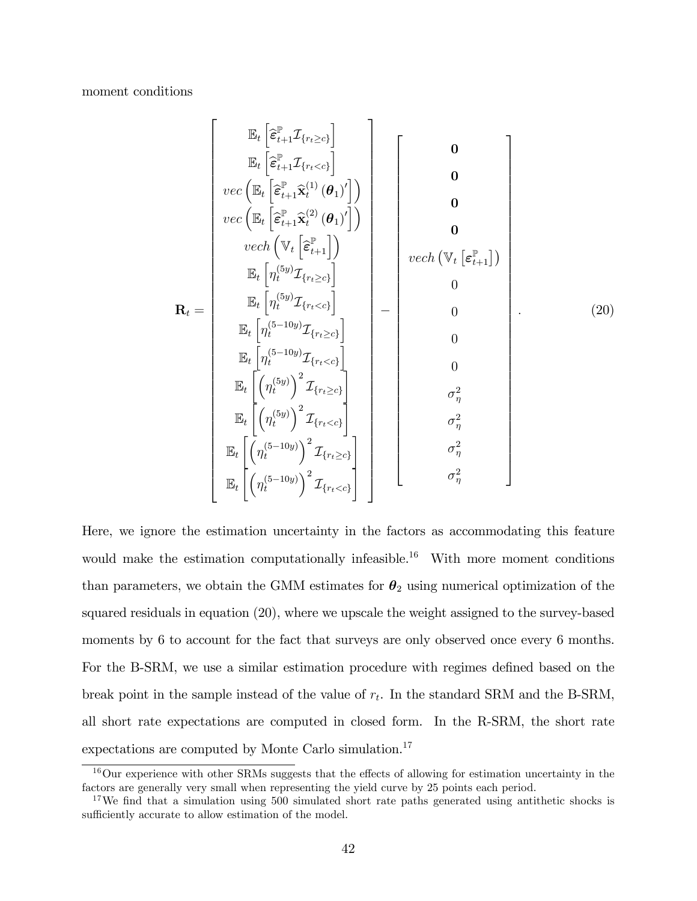moment conditions

$$
\mathbf{R}_t = \begin{bmatrix}
\mathbb{E}_t\left[\widehat{\boldsymbol{\varepsilon}}^{\mathbb{P}}_{t+1}\mathcal{I}_{\{r_t\geq c\}}\right] \\
\mathbb{E}_t\left[\widehat{\boldsymbol{\varepsilon}}^{\mathbb{P}}_{t+1}\mathcal{I}_{\{r_t< c\}}\right] \\
vec\left(\mathbb{E}_t\left[\widehat{\boldsymbol{\varepsilon}}^{\mathbb{P}}_{t+1}\widehat{\mathbf{x}}^{(1)}_t\left(\boldsymbol{\theta}_1\right)'\right]\right) \\
vec\left(\mathbb{E}_t\left[\widehat{\boldsymbol{\varepsilon}}^{\mathbb{P}}_{t+1}\widehat{\mathbf{x}}^{(2)}_t\left(\boldsymbol{\theta}_1\right)'\right]\right) \\
vech\left(\mathbb{V}_t\left[\widehat{\boldsymbol{\varepsilon}}^{\mathbb{P}}_{t+1}\right]\right) \\
\mathbb{E}_t\left[\eta^{(5y)}_t\mathcal{I}_{\{r_t\geq c\}}\right] \\
\mathbb{E}_t\left[\eta^{(5y)}_t\mathcal{I}_{\{r_t< c\}}\right] \\
\mathbb{E}_t\left[\eta^{(5-10y)}_t\mathcal{I}_{\{r_t\geq c\}}\right] \\
\mathbb{E}_t\left[\eta^{(5-10y)}_t\mathcal{I}_{\{r_t< c\}}\right] \\
\mathbb{E}_t\left[\left(\eta^{(5y)}_t\right)^2\mathcal{I}_{\{r_t\geq c\}}\right] \\
\mathbb{E}_t\left[\left(\eta^{(5y)}_t\right)^2\mathcal{I}_{\{r_t< c\}}\right] \\
\mathbb{E}_t\left[\left(\eta^{(5-10y)}_t\right)^2\mathcal{I}_{\{r_t\geq c\}}\right] \\
\mathbb{E}_t\left[\left(\eta^{(5-10y)}_t\right)^2\mathcal{I}_{\{r_t< c\}}\right]
\end{bmatrix}
-
\begin{bmatrix}
\mathbf{0} \\
\mathbf{0} \\
\mathbf{0} \\
\mathbf{0} \\
vech\left(\mathbb{V}_t\left[\boldsymbol{\varepsilon}^{\mathbb{P}}_{t+1}\right]\right) \\
0 \\
0 \\
0 \\
0 \\
\sigma^2_\eta \\
\sigma^2_\eta \\
\sigma^2_\eta \\
\sigma^2_\eta
\end{bmatrix}. \tag{20}
$$

Here, we ignore the estimation uncertainty in the factors as accommodating this feature would make the estimation computationally infeasible.[16] With more moment conditions than parameters, we obtain the GMM estimates for $\boldsymbol{\theta}_2$ using numerical optimization of the squared residuals in equation (20), where we upscale the weight assigned to the survey-based moments by 6 to account for the fact that surveys are only observed once every 6 months. For the B-SRM, we use a similar estimation procedure with regimes defined based on the break point in the sample instead of the value of $r_t$. In the standard SRM and the B-SRM, all short rate expectations are computed in closed form. In the R-SRM, the short rate expectations are computed by Monte Carlo simulation.[17]

[16] Our experience with other SRMs suggests that the effects of allowing for estimation uncertainty in the factors are generally very small when representing the yield curve by 25 points each period.

[17] We find that a simulation using 500 simulated short rate paths generated using antithetic shocks is sufficiently accurate to allow estimation of the model.